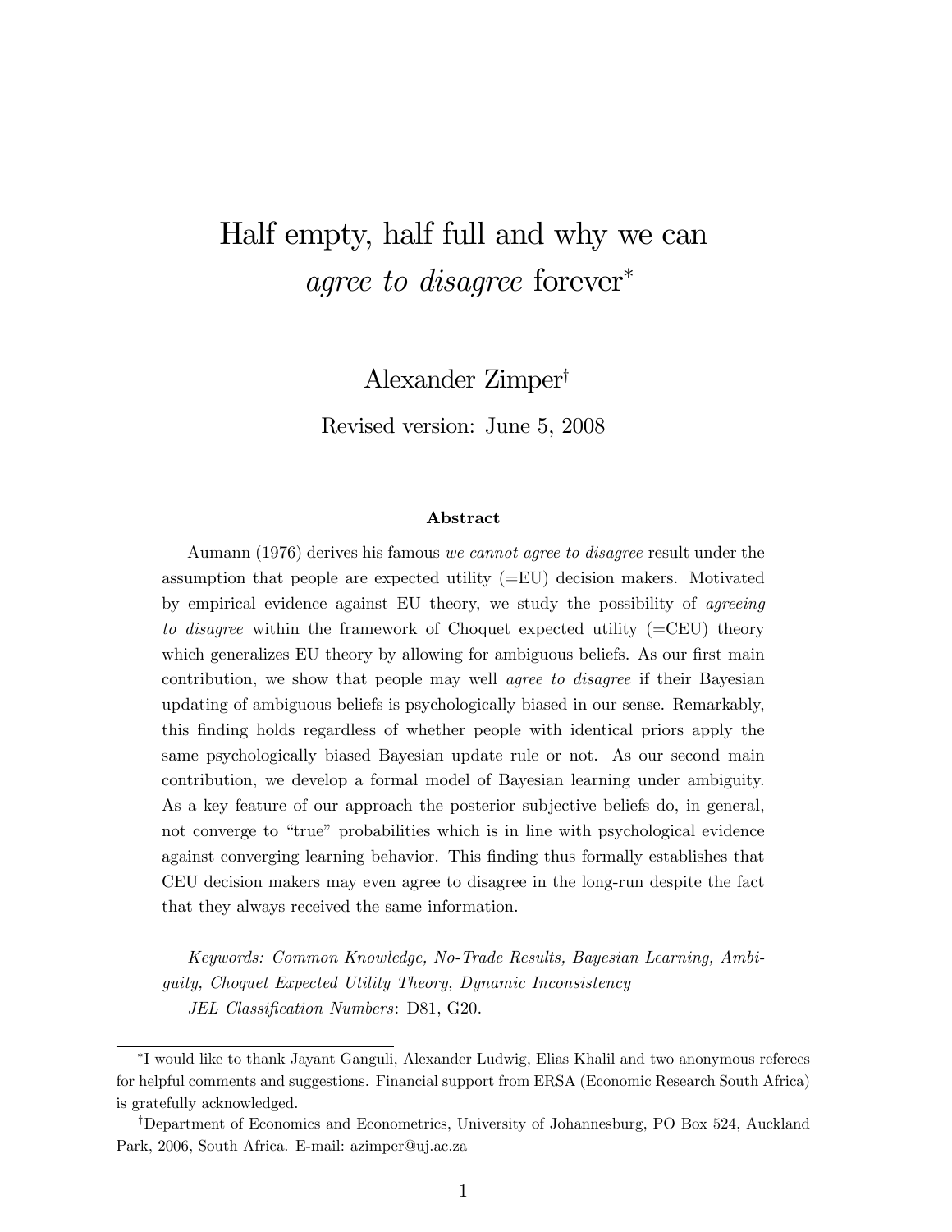# Half empty, half full and why we can *agree to disagree* forever[*]

Alexander Zimper[†]

Revised version: June 5, 2008

### Abstract

Aumann (1976) derives his famous *we cannot agree to disagree* result under the assumption that people are expected utility (=EU) decision makers. Motivated by empirical evidence against EU theory, we study the possibility of *agreeing to disagree* within the framework of Choquet expected utility (=CEU) theory which generalizes EU theory by allowing for ambiguous beliefs. As our first main contribution, we show that people may well *agree to disagree* if their Bayesian updating of ambiguous beliefs is psychologically biased in our sense. Remarkably, this finding holds regardless of whether people with identical priors apply the same psychologically biased Bayesian update rule or not. As our second main contribution, we develop a formal model of Bayesian learning under ambiguity. As a key feature of our approach the posterior subjective beliefs do, in general, not converge to "true" probabilities which is in line with psychological evidence against converging learning behavior. This finding thus formally establishes that CEU decision makers may even agree to disagree in the long-run despite the fact that they always received the same information.

*Keywords: Common Knowledge, No-Trade Results, Bayesian Learning, Ambiguity, Choquet Expected Utility Theory, Dynamic Inconsistency*

*JEL Classification Numbers*: D81, G20.

---

[*] I would like to thank Jayant Ganguli, Alexander Ludwig, Elias Khalil and two anonymous referees for helpful comments and suggestions. Financial support from ERSA (Economic Research South Africa) is gratefully acknowledged.

[†] Department of Economics and Econometrics, University of Johannesburg, PO Box 524, Auckland Park, 2006, South Africa. E-mail: azimper@uj.ac.za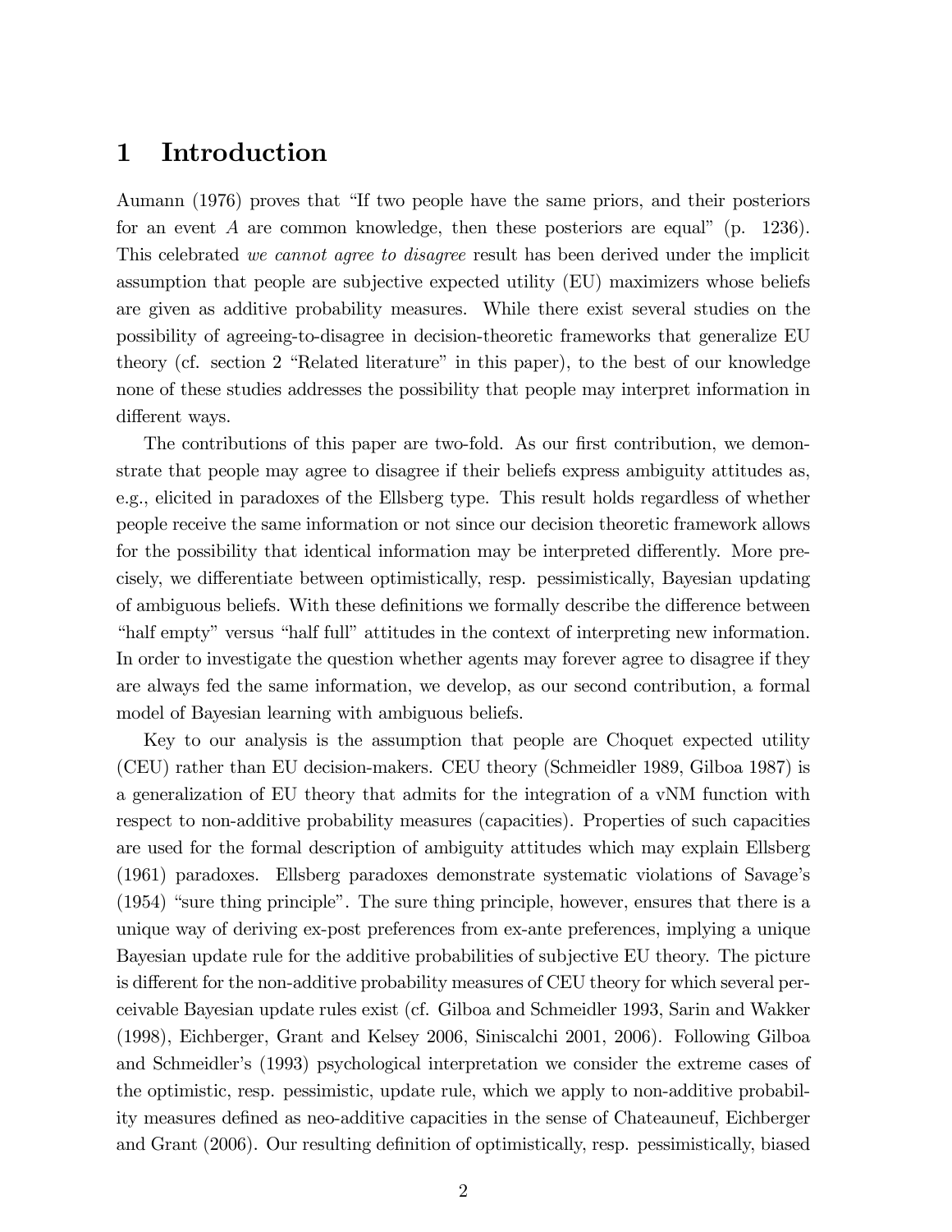# 1 Introduction

Aumann (1976) proves that "If two people have the same priors, and their posteriors for an event $A$ are common knowledge, then these posteriors are equal" (p. 1236). This celebrated *we cannot agree to disagree* result has been derived under the implicit assumption that people are subjective expected utility (EU) maximizers whose beliefs are given as additive probability measures. While there exist several studies on the possibility of agreeing-to-disagree in decision-theoretic frameworks that generalize EU theory (cf. section 2 "Related literature" in this paper), to the best of our knowledge none of these studies addresses the possibility that people may interpret information in different ways.

The contributions of this paper are two-fold. As our first contribution, we demonstrate that people may agree to disagree if their beliefs express ambiguity attitudes as, e.g., elicited in paradoxes of the Ellsberg type. This result holds regardless of whether people receive the same information or not since our decision theoretic framework allows for the possibility that identical information may be interpreted differently. More precisely, we differentiate between optimistically, resp. pessimistically, Bayesian updating of ambiguous beliefs. With these definitions we formally describe the difference between "half empty" versus "half full" attitudes in the context of interpreting new information. In order to investigate the question whether agents may forever agree to disagree if they are always fed the same information, we develop, as our second contribution, a formal model of Bayesian learning with ambiguous beliefs.

Key to our analysis is the assumption that people are Choquet expected utility (CEU) rather than EU decision-makers. CEU theory (Schmeidler 1989, Gilboa 1987) is a generalization of EU theory that admits for the integration of a vNM function with respect to non-additive probability measures (capacities). Properties of such capacities are used for the formal description of ambiguity attitudes which may explain Ellsberg (1961) paradoxes. Ellsberg paradoxes demonstrate systematic violations of Savage's (1954) "sure thing principle". The sure thing principle, however, ensures that there is a unique way of deriving ex-post preferences from ex-ante preferences, implying a unique Bayesian update rule for the additive probabilities of subjective EU theory. The picture is different for the non-additive probability measures of CEU theory for which several perceivable Bayesian update rules exist (cf. Gilboa and Schmeidler 1993, Sarin and Wakker (1998), Eichberger, Grant and Kelsey 2006, Siniscalchi 2001, 2006). Following Gilboa and Schmeidler's (1993) psychological interpretation we consider the extreme cases of the optimistic, resp. pessimistic, update rule, which we apply to non-additive probability measures defined as neo-additive capacities in the sense of Chateauneuf, Eichberger and Grant (2006). Our resulting definition of optimistically, resp. pessimistically, biased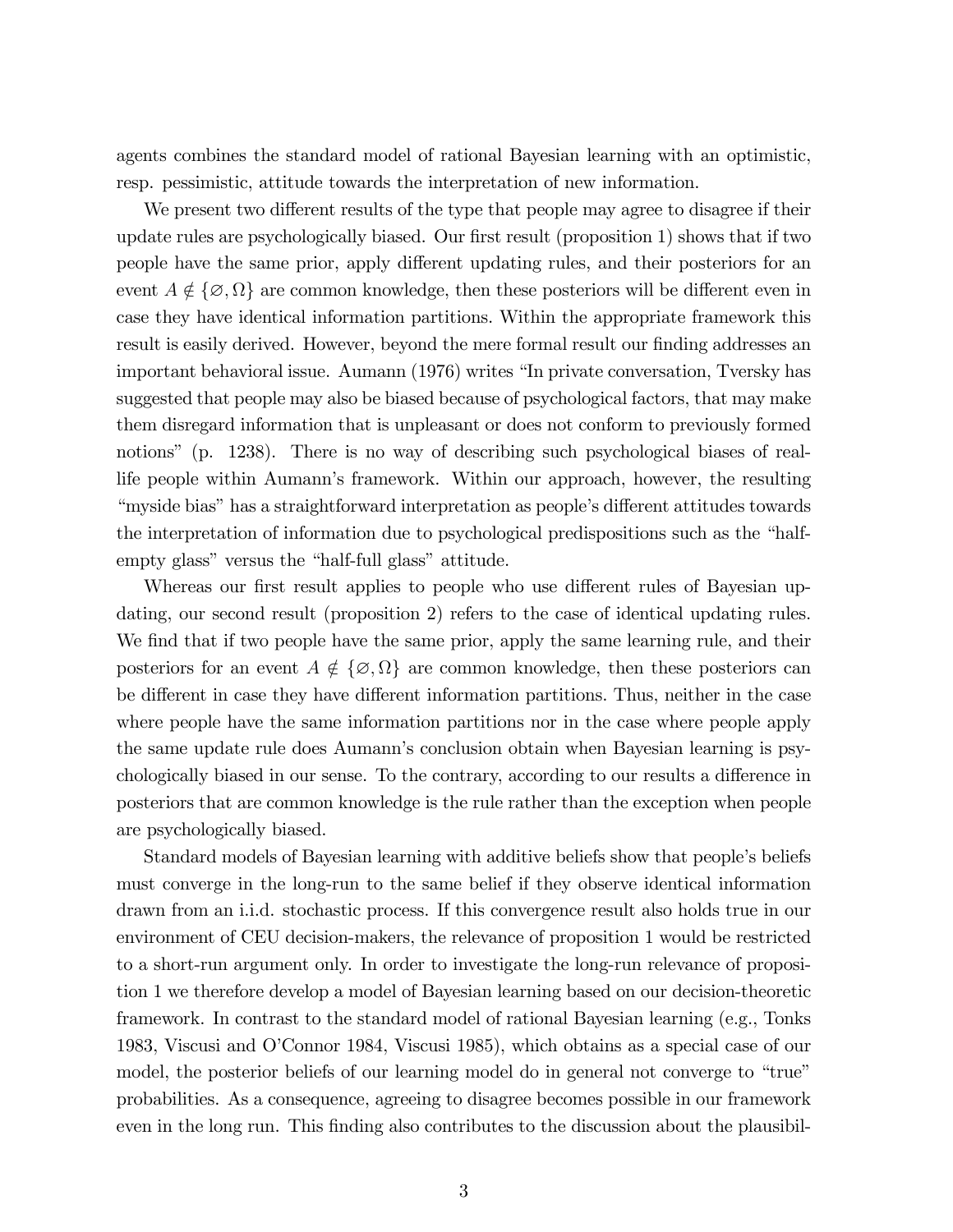agents combines the standard model of rational Bayesian learning with an optimistic, resp. pessimistic, attitude towards the interpretation of new information.

We present two different results of the type that people may agree to disagree if their update rules are psychologically biased. Our first result (proposition 1) shows that if two people have the same prior, apply different updating rules, and their posteriors for an event $A \notin \{\varnothing, \Omega\}$ are common knowledge, then these posteriors will be different even in case they have identical information partitions. Within the appropriate framework this result is easily derived. However, beyond the mere formal result our finding addresses an important behavioral issue. Aumann (1976) writes "In private conversation, Tversky has suggested that people may also be biased because of psychological factors, that may make them disregard information that is unpleasant or does not conform to previously formed notions" (p. 1238). There is no way of describing such psychological biases of real-life people within Aumann's framework. Within our approach, however, the resulting "myside bias" has a straightforward interpretation as people's different attitudes towards the interpretation of information due to psychological predispositions such as the "half-empty glass" versus the "half-full glass" attitude.

Whereas our first result applies to people who use different rules of Bayesian updating, our second result (proposition 2) refers to the case of identical updating rules. We find that if two people have the same prior, apply the same learning rule, and their posteriors for an event $A \notin \{\varnothing, \Omega\}$ are common knowledge, then these posteriors can be different in case they have different information partitions. Thus, neither in the case where people have the same information partitions nor in the case where people apply the same update rule does Aumann's conclusion obtain when Bayesian learning is psychologically biased in our sense. To the contrary, according to our results a difference in posteriors that are common knowledge is the rule rather than the exception when people are psychologically biased.

Standard models of Bayesian learning with additive beliefs show that people's beliefs must converge in the long-run to the same belief if they observe identical information drawn from an i.i.d. stochastic process. If this convergence result also holds true in our environment of CEU decision-makers, the relevance of proposition 1 would be restricted to a short-run argument only. In order to investigate the long-run relevance of proposition 1 we therefore develop a model of Bayesian learning based on our decision-theoretic framework. In contrast to the standard model of rational Bayesian learning (e.g., Tonks 1983, Viscusi and O'Connor 1984, Viscusi 1985), which obtains as a special case of our model, the posterior beliefs of our learning model do in general not converge to "true" probabilities. As a consequence, agreeing to disagree becomes possible in our framework even in the long run. This finding also contributes to the discussion about the plausibil-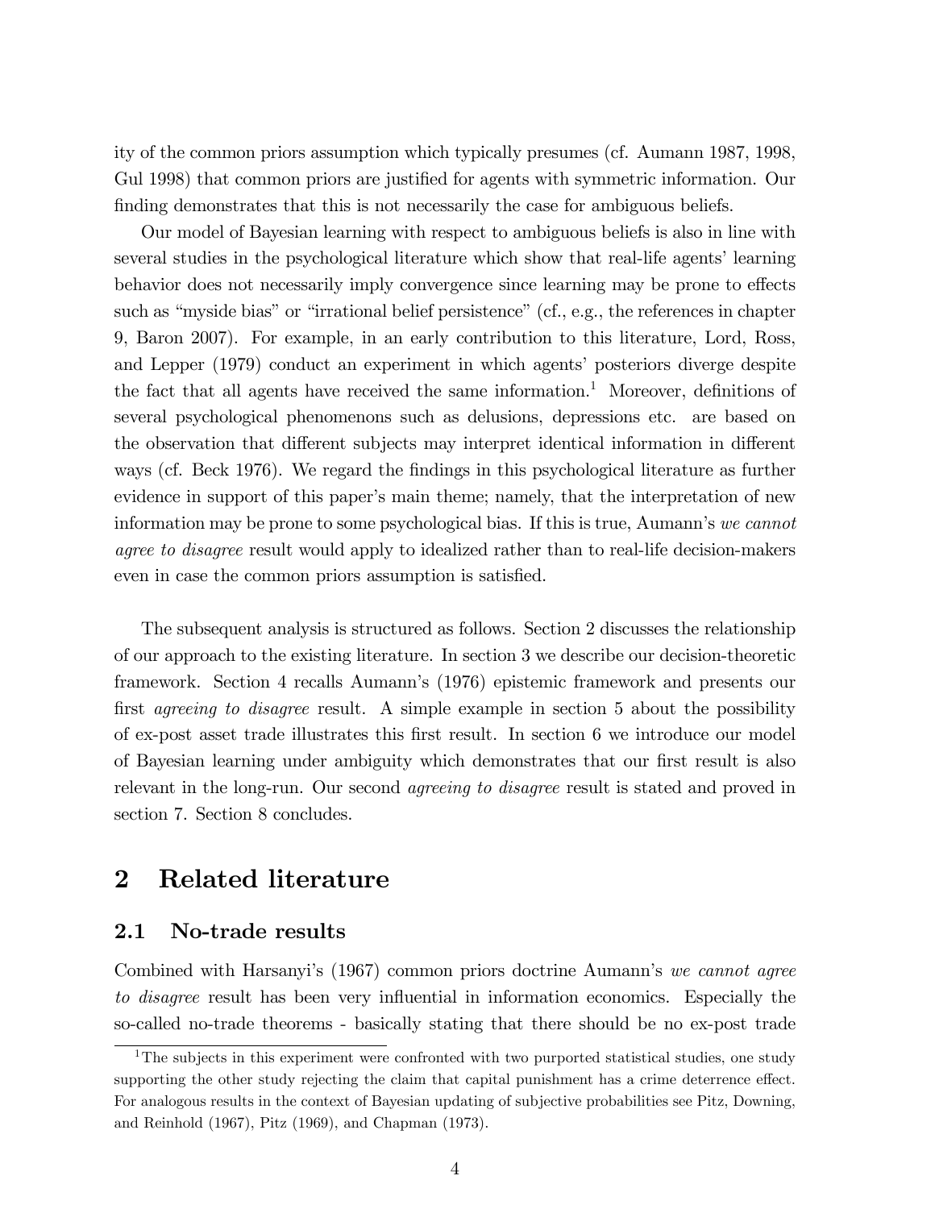ity of the common priors assumption which typically presumes (cf. Aumann 1987, 1998, Gul 1998) that common priors are justified for agents with symmetric information. Our finding demonstrates that this is not necessarily the case for ambiguous beliefs.

Our model of Bayesian learning with respect to ambiguous beliefs is also in line with several studies in the psychological literature which show that real-life agents' learning behavior does not necessarily imply convergence since learning may be prone to effects such as "myside bias" or "irrational belief persistence" (cf., e.g., the references in chapter 9, Baron 2007). For example, in an early contribution to this literature, Lord, Ross, and Lepper (1979) conduct an experiment in which agents' posteriors diverge despite the fact that all agents have received the same information.[1] Moreover, definitions of several psychological phenomenons such as delusions, depressions etc. are based on the observation that different subjects may interpret identical information in different ways (cf. Beck 1976). We regard the findings in this psychological literature as further evidence in support of this paper's main theme; namely, that the interpretation of new information may be prone to some psychological bias. If this is true, Aumann's *we cannot agree to disagree* result would apply to idealized rather than to real-life decision-makers even in case the common priors assumption is satisfied.

The subsequent analysis is structured as follows. Section 2 discusses the relationship of our approach to the existing literature. In section 3 we describe our decision-theoretic framework. Section 4 recalls Aumann's (1976) epistemic framework and presents our first *agreeing to disagree* result. A simple example in section 5 about the possibility of ex-post asset trade illustrates this first result. In section 6 we introduce our model of Bayesian learning under ambiguity which demonstrates that our first result is also relevant in the long-run. Our second *agreeing to disagree* result is stated and proved in section 7. Section 8 concludes.

# 2 Related literature

## 2.1 No-trade results

Combined with Harsanyi's (1967) common priors doctrine Aumann's *we cannot agree to disagree* result has been very influential in information economics. Especially the so-called no-trade theorems - basically stating that there should be no ex-post trade

[1] The subjects in this experiment were confronted with two purported statistical studies, one study supporting the other study rejecting the claim that capital punishment has a crime deterrence effect. For analogous results in the context of Bayesian updating of subjective probabilities see Pitz, Downing, and Reinhold (1967), Pitz (1969), and Chapman (1973).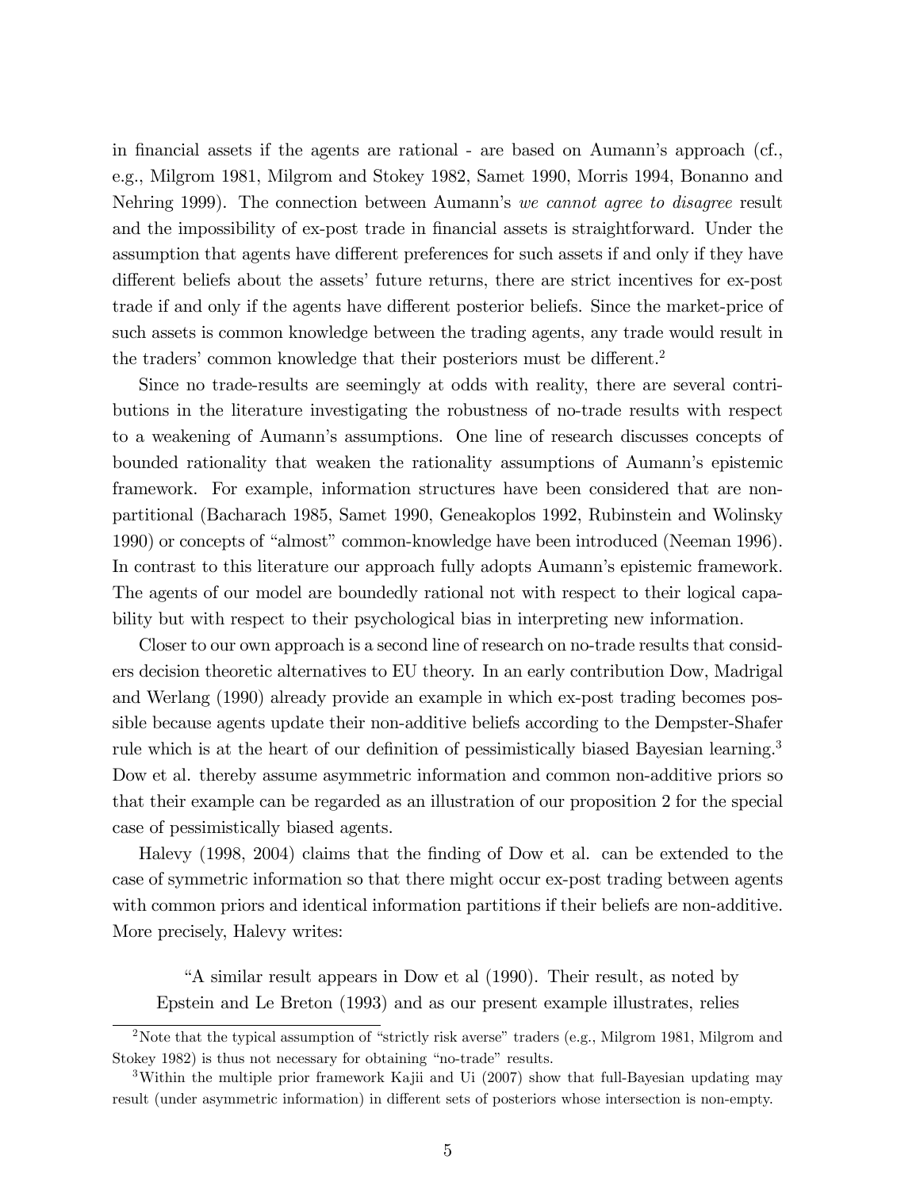in financial assets if the agents are rational - are based on Aumann's approach (cf., e.g., Milgrom 1981, Milgrom and Stokey 1982, Samet 1990, Morris 1994, Bonanno and Nehring 1999). The connection between Aumann's *we cannot agree to disagree* result and the impossibility of ex-post trade in financial assets is straightforward. Under the assumption that agents have different preferences for such assets if and only if they have different beliefs about the assets' future returns, there are strict incentives for ex-post trade if and only if the agents have different posterior beliefs. Since the market-price of such assets is common knowledge between the trading agents, any trade would result in the traders' common knowledge that their posteriors must be different.[2]

Since no trade-results are seemingly at odds with reality, there are several contributions in the literature investigating the robustness of no-trade results with respect to a weakening of Aumann's assumptions. One line of research discusses concepts of bounded rationality that weaken the rationality assumptions of Aumann's epistemic framework. For example, information structures have been considered that are non-partitional (Bacharach 1985, Samet 1990, Geneakoplos 1992, Rubinstein and Wolinsky 1990) or concepts of "almost" common-knowledge have been introduced (Neeman 1996). In contrast to this literature our approach fully adopts Aumann's epistemic framework. The agents of our model are boundedly rational not with respect to their logical capability but with respect to their psychological bias in interpreting new information.

Closer to our own approach is a second line of research on no-trade results that considers decision theoretic alternatives to EU theory. In an early contribution Dow, Madrigal and Werlang (1990) already provide an example in which ex-post trading becomes possible because agents update their non-additive beliefs according to the Dempster-Shafer rule which is at the heart of our definition of pessimistically biased Bayesian learning.[3] Dow et al. thereby assume asymmetric information and common non-additive priors so that their example can be regarded as an illustration of our proposition 2 for the special case of pessimistically biased agents.

Halevy (1998, 2004) claims that the finding of Dow et al. can be extended to the case of symmetric information so that there might occur ex-post trading between agents with common priors and identical information partitions if their beliefs are non-additive. More precisely, Halevy writes:

> "A similar result appears in Dow et al (1990). Their result, as noted by Epstein and Le Breton (1993) and as our present example illustrates, relies

---

[2] Note that the typical assumption of "strictly risk averse" traders (e.g., Milgrom 1981, Milgrom and Stokey 1982) is thus not necessary for obtaining "no-trade" results.

[3] Within the multiple prior framework Kajii and Ui (2007) show that full-Bayesian updating may result (under asymmetric information) in different sets of posteriors whose intersection is non-empty.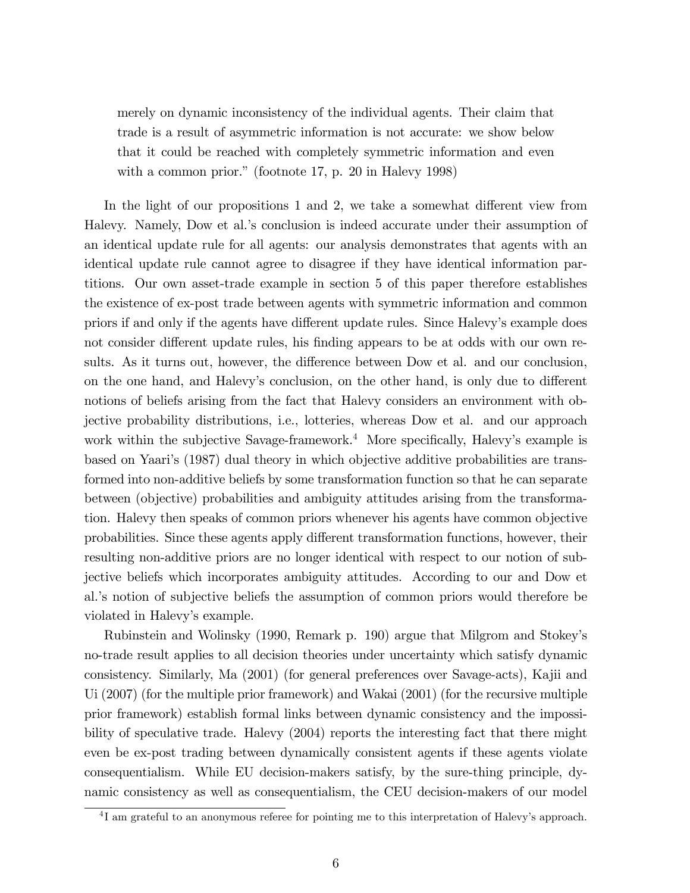> merely on dynamic inconsistency of the individual agents. Their claim that trade is a result of asymmetric information is not accurate: we show below that it could be reached with completely symmetric information and even with a common prior." (footnote 17, p. 20 in Halevy 1998)

In the light of our propositions 1 and 2, we take a somewhat different view from Halevy. Namely, Dow et al.'s conclusion is indeed accurate under their assumption of an identical update rule for all agents: our analysis demonstrates that agents with an identical update rule cannot agree to disagree if they have identical information partitions. Our own asset-trade example in section 5 of this paper therefore establishes the existence of ex-post trade between agents with symmetric information and common priors if and only if the agents have different update rules. Since Halevy's example does not consider different update rules, his finding appears to be at odds with our own results. As it turns out, however, the difference between Dow et al. and our conclusion, on the one hand, and Halevy's conclusion, on the other hand, is only due to different notions of beliefs arising from the fact that Halevy considers an environment with objective probability distributions, i.e., lotteries, whereas Dow et al. and our approach work within the subjective Savage-framework.[4] More specifically, Halevy's example is based on Yaari's (1987) dual theory in which objective additive probabilities are transformed into non-additive beliefs by some transformation function so that he can separate between (objective) probabilities and ambiguity attitudes arising from the transformation. Halevy then speaks of common priors whenever his agents have common objective probabilities. Since these agents apply different transformation functions, however, their resulting non-additive priors are no longer identical with respect to our notion of subjective beliefs which incorporates ambiguity attitudes. According to our and Dow et al.'s notion of subjective beliefs the assumption of common priors would therefore be violated in Halevy's example.

Rubinstein and Wolinsky (1990, Remark p. 190) argue that Milgrom and Stokey's no-trade result applies to all decision theories under uncertainty which satisfy dynamic consistency. Similarly, Ma (2001) (for general preferences over Savage-acts), Kajii and Ui (2007) (for the multiple prior framework) and Wakai (2001) (for the recursive multiple prior framework) establish formal links between dynamic consistency and the impossibility of speculative trade. Halevy (2004) reports the interesting fact that there might even be ex-post trading between dynamically consistent agents if these agents violate consequentialism. While EU decision-makers satisfy, by the sure-thing principle, dynamic consistency as well as consequentialism, the CEU decision-makers of our model

[4] I am grateful to an anonymous referee for pointing me to this interpretation of Halevy's approach.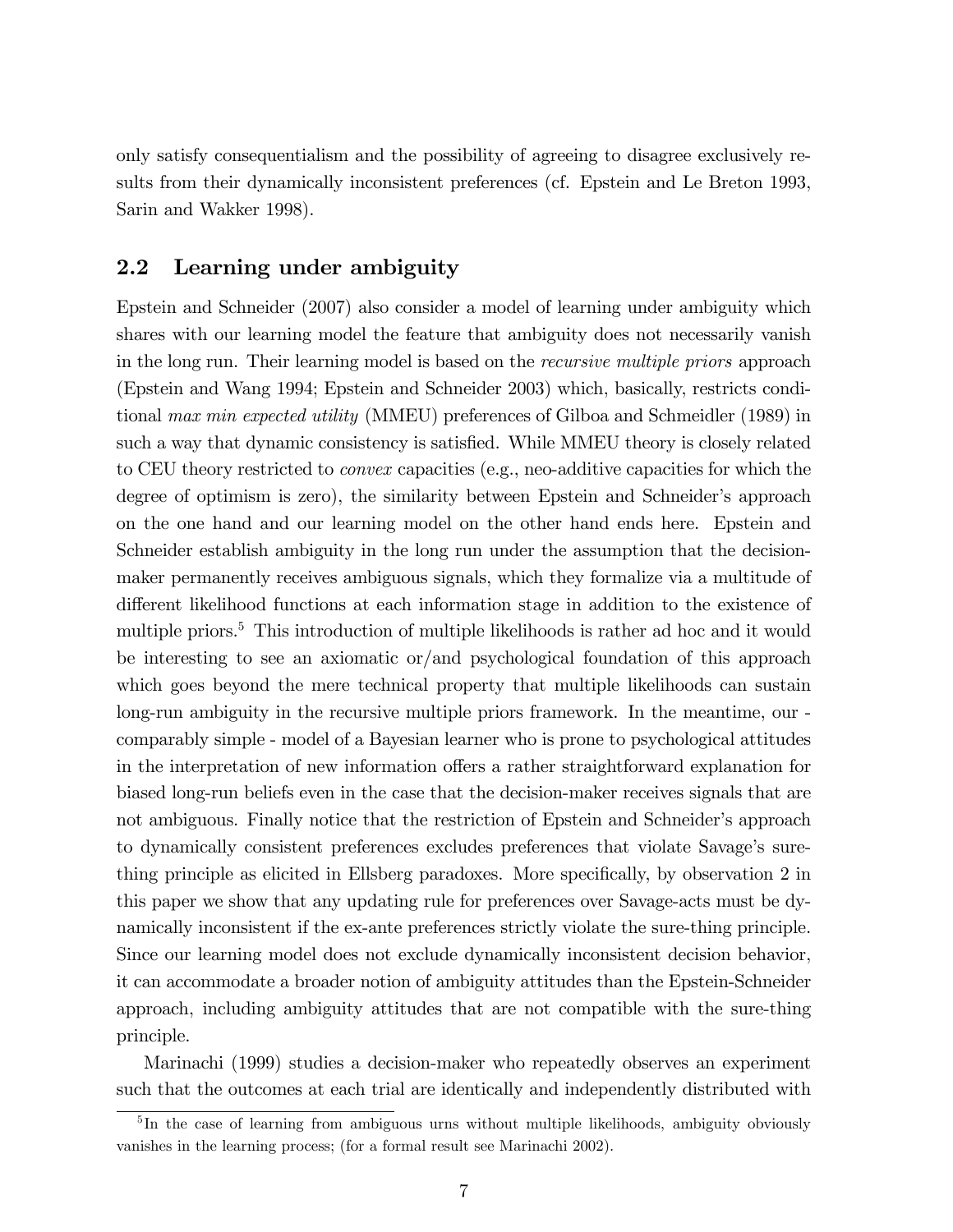only satisfy consequentialism and the possibility of agreeing to disagree exclusively results from their dynamically inconsistent preferences (cf. Epstein and Le Breton 1993, Sarin and Wakker 1998).

## 2.2 Learning under ambiguity

Epstein and Schneider (2007) also consider a model of learning under ambiguity which shares with our learning model the feature that ambiguity does not necessarily vanish in the long run. Their learning model is based on the *recursive multiple priors* approach (Epstein and Wang 1994; Epstein and Schneider 2003) which, basically, restricts conditional *max min expected utility* (MMEU) preferences of Gilboa and Schmeidler (1989) in such a way that dynamic consistency is satisfied. While MMEU theory is closely related to CEU theory restricted to *convex* capacities (e.g., neo-additive capacities for which the degree of optimism is zero), the similarity between Epstein and Schneider's approach on the one hand and our learning model on the other hand ends here. Epstein and Schneider establish ambiguity in the long run under the assumption that the decision-maker permanently receives ambiguous signals, which they formalize via a multitude of different likelihood functions at each information stage in addition to the existence of multiple priors.[5] This introduction of multiple likelihoods is rather ad hoc and it would be interesting to see an axiomatic or/and psychological foundation of this approach which goes beyond the mere technical property that multiple likelihoods can sustain long-run ambiguity in the recursive multiple priors framework. In the meantime, our - comparably simple - model of a Bayesian learner who is prone to psychological attitudes in the interpretation of new information offers a rather straightforward explanation for biased long-run beliefs even in the case that the decision-maker receives signals that are not ambiguous. Finally notice that the restriction of Epstein and Schneider's approach to dynamically consistent preferences excludes preferences that violate Savage's sure-thing principle as elicited in Ellsberg paradoxes. More specifically, by observation 2 in this paper we show that any updating rule for preferences over Savage-acts must be dynamically inconsistent if the ex-ante preferences strictly violate the sure-thing principle. Since our learning model does not exclude dynamically inconsistent decision behavior, it can accommodate a broader notion of ambiguity attitudes than the Epstein-Schneider approach, including ambiguity attitudes that are not compatible with the sure-thing principle.

Marinachi (1999) studies a decision-maker who repeatedly observes an experiment such that the outcomes at each trial are identically and independently distributed with

[5] In the case of learning from ambiguous urns without multiple likelihoods, ambiguity obviously vanishes in the learning process; (for a formal result see Marinachi 2002).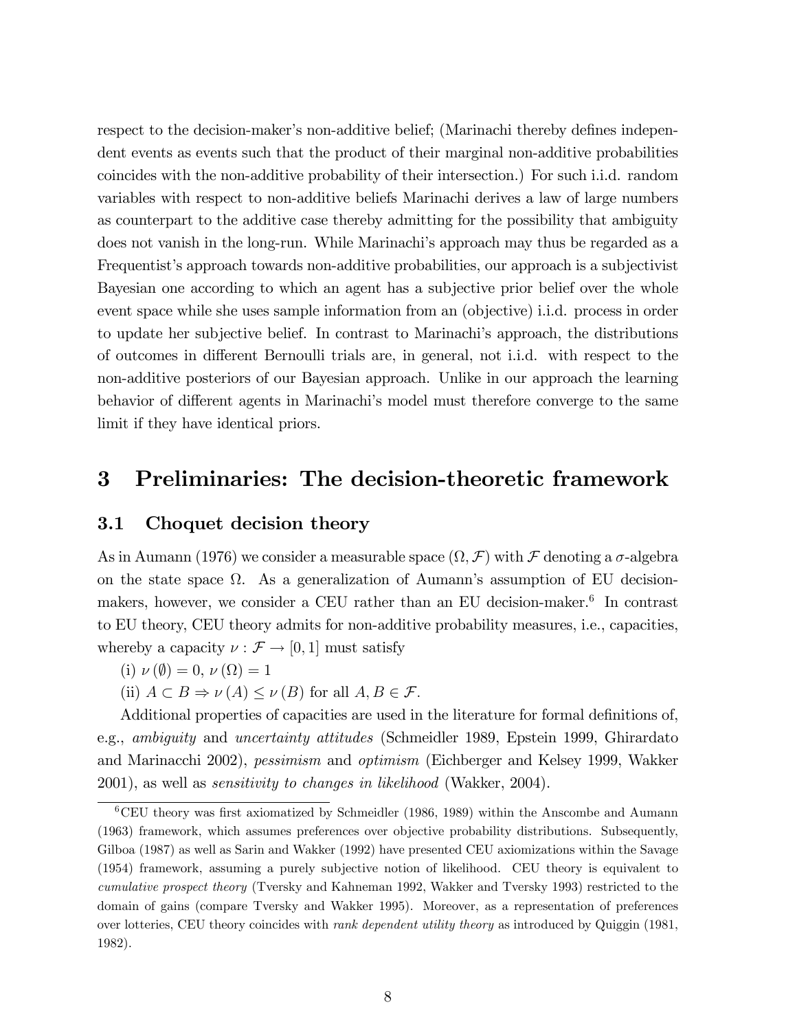respect to the decision-maker's non-additive belief; (Marinachi thereby defines independent events as events such that the product of their marginal non-additive probabilities coincides with the non-additive probability of their intersection.) For such i.i.d. random variables with respect to non-additive beliefs Marinachi derives a law of large numbers as counterpart to the additive case thereby admitting for the possibility that ambiguity does not vanish in the long-run. While Marinachi's approach may thus be regarded as a Frequentist's approach towards non-additive probabilities, our approach is a subjectivist Bayesian one according to which an agent has a subjective prior belief over the whole event space while she uses sample information from an (objective) i.i.d. process in order to update her subjective belief. In contrast to Marinachi's approach, the distributions of outcomes in different Bernoulli trials are, in general, not i.i.d. with respect to the non-additive posteriors of our Bayesian approach. Unlike in our approach the learning behavior of different agents in Marinachi's model must therefore converge to the same limit if they have identical priors.

# 3 Preliminaries: The decision-theoretic framework

## 3.1 Choquet decision theory

As in Aumann (1976) we consider a measurable space $(\Omega, \mathcal{F})$ with $\mathcal{F}$ denoting a $\sigma$-algebra on the state space $\Omega$. As a generalization of Aumann's assumption of EU decision-makers, however, we consider a CEU rather than an EU decision-maker.[6] In contrast to EU theory, CEU theory admits for non-additive probability measures, i.e., capacities, whereby a capacity $\nu : \mathcal{F} \to [0, 1]$ must satisfy

(i) $\nu(\emptyset) = 0$, $\nu(\Omega) = 1$

(ii) $A \subset B \Rightarrow \nu(A) \leq \nu(B)$ for all $A, B \in \mathcal{F}$.

Additional properties of capacities are used in the literature for formal definitions of, e.g., *ambiguity* and *uncertainty attitudes* (Schmeidler 1989, Epstein 1999, Ghirardato and Marinacchi 2002), *pessimism* and *optimism* (Eichberger and Kelsey 1999, Wakker 2001), as well as *sensitivity to changes in likelihood* (Wakker, 2004).

[6] CEU theory was first axiomatized by Schmeidler (1986, 1989) within the Anscombe and Aumann (1963) framework, which assumes preferences over objective probability distributions. Subsequently, Gilboa (1987) as well as Sarin and Wakker (1992) have presented CEU axiomizations within the Savage (1954) framework, assuming a purely subjective notion of likelihood. CEU theory is equivalent to *cumulative prospect theory* (Tversky and Kahneman 1992, Wakker and Tversky 1993) restricted to the domain of gains (compare Tversky and Wakker 1995). Moreover, as a representation of preferences over lotteries, CEU theory coincides with *rank dependent utility theory* as introduced by Quiggin (1981, 1982).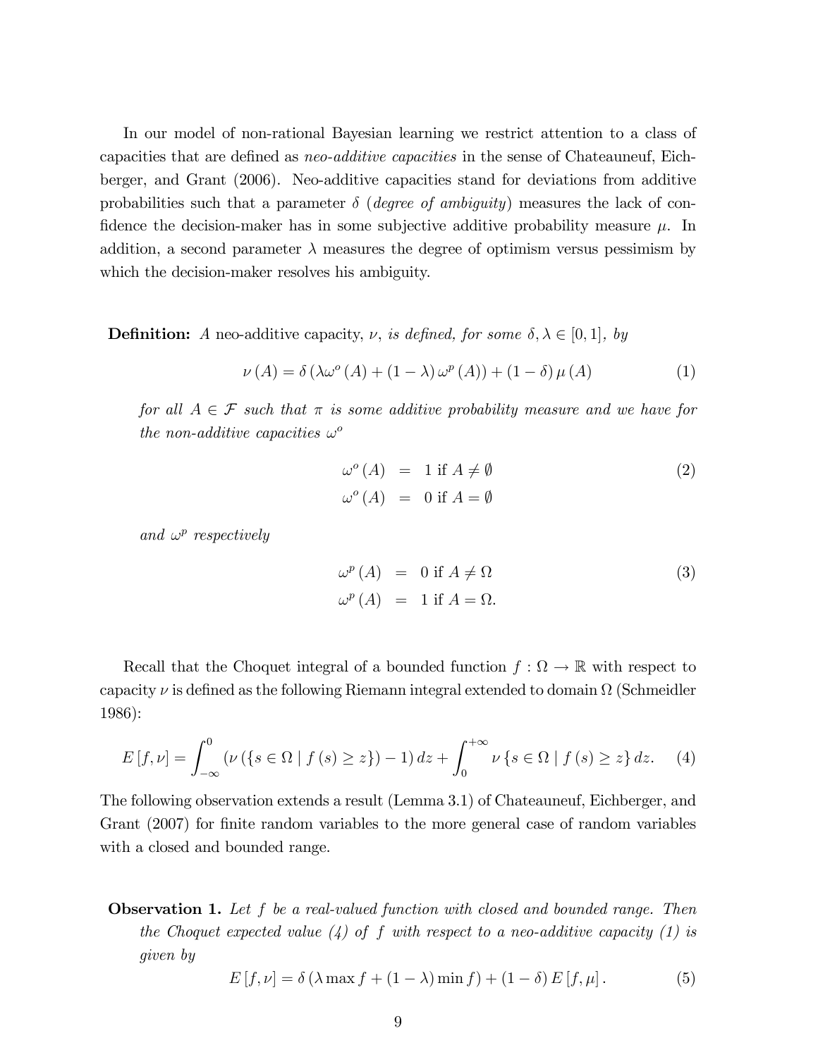In our model of non-rational Bayesian learning we restrict attention to a class of capacities that are defined as *neo-additive capacities* in the sense of Chateauneuf, Eichberger, and Grant (2006). Neo-additive capacities stand for deviations from additive probabilities such that a parameter $\delta$ (*degree of ambiguity*) measures the lack of confidence the decision-maker has in some subjective additive probability measure $\mu$. In addition, a second parameter $\lambda$ measures the degree of optimism versus pessimism by which the decision-maker resolves his ambiguity.

**Definition:** *A* neo-additive capacity, $\nu$, *is defined, for some* $\delta, \lambda \in [0,1]$, *by*

$$\nu(A) = \delta(\lambda\omega^{o}(A) + (1-\lambda)\,\omega^{p}(A)) + (1-\delta)\,\mu(A) \tag{1}$$

*for all* $A \in \mathcal{F}$ *such that* $\pi$ *is some additive probability measure and we have for the non-additive capacities* $\omega^{o}$

$$\begin{aligned} \omega^{o}(A) &= 1 \text{ if } A \neq \emptyset \\ \omega^{o}(A) &= 0 \text{ if } A = \emptyset \end{aligned} \tag{2}$$

*and* $\omega^{p}$ *respectively*

$$\begin{aligned} \omega^{p}(A) &= 0 \text{ if } A \neq \Omega \\ \omega^{p}(A) &= 1 \text{ if } A = \Omega. \end{aligned} \tag{3}$$

Recall that the Choquet integral of a bounded function $f : \Omega \to \mathbb{R}$ with respect to capacity $\nu$ is defined as the following Riemann integral extended to domain $\Omega$ (Schmeidler 1986):

$$E[f,\nu] = \int_{-\infty}^{0} (\nu(\{s \in \Omega \mid f(s) \geq z\}) - 1)\,dz + \int_{0}^{+\infty} \nu\{s \in \Omega \mid f(s) \geq z\}\,dz. \tag{4}$$

The following observation extends a result (Lemma 3.1) of Chateauneuf, Eichberger, and Grant (2007) for finite random variables to the more general case of random variables with a closed and bounded range.

**Observation 1.** *Let* $f$ *be a real-valued function with closed and bounded range. Then the Choquet expected value (4) of* $f$ *with respect to a neo-additive capacity (1) is given by*

$$E[f,\nu] = \delta(\lambda \max f + (1-\lambda)\min f) + (1-\delta)\,E[f,\mu]. \tag{5}$$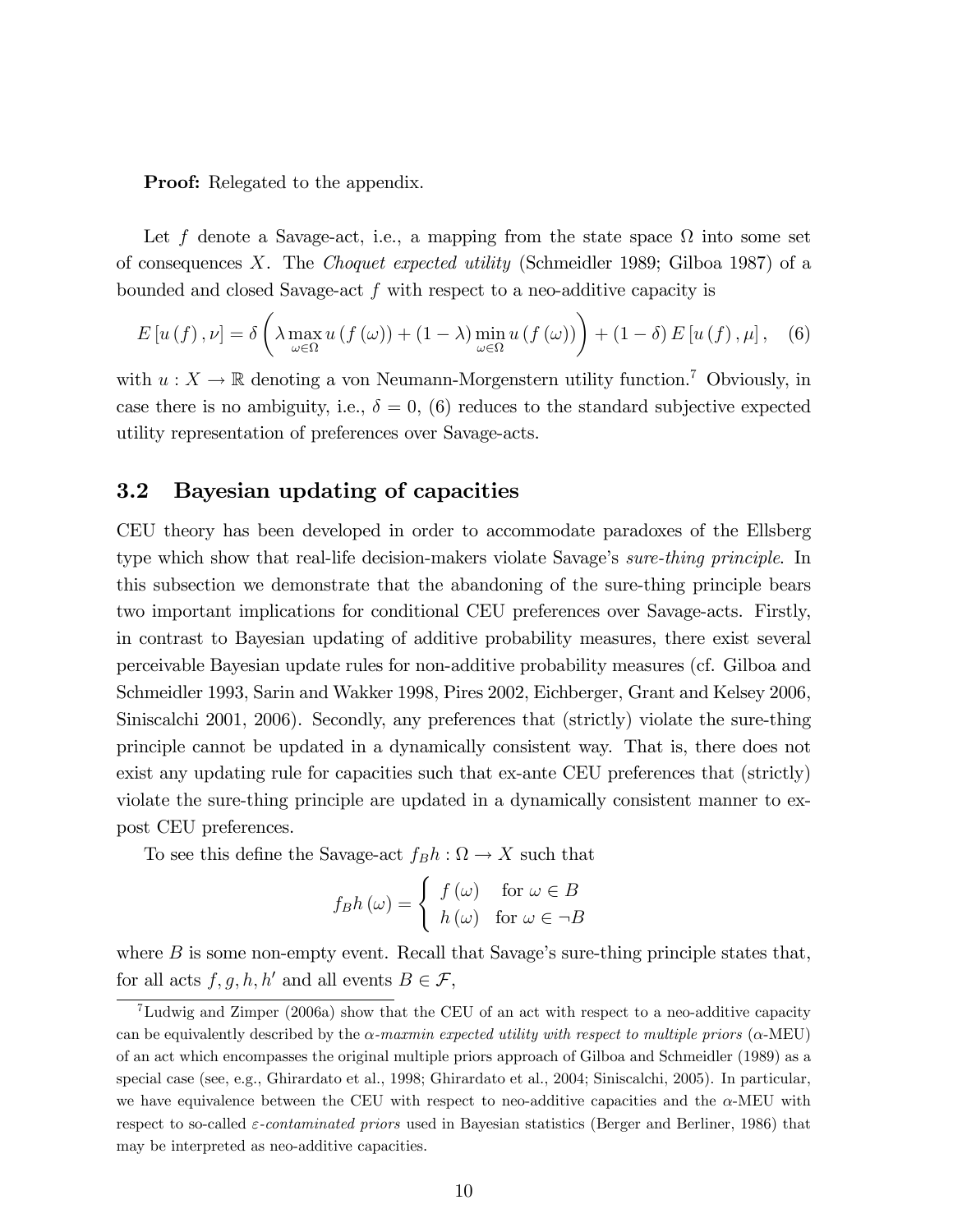**Proof:** Relegated to the appendix.

Let $f$ denote a Savage-act, i.e., a mapping from the state space $\Omega$ into some set of consequences $X$. The *Choquet expected utility* (Schmeidler 1989; Gilboa 1987) of a bounded and closed Savage-act $f$ with respect to a neo-additive capacity is

$$E\left[u\left(f\right),\nu\right]=\delta\left(\lambda\max_{\omega\in\Omega}u\left(f\left(\omega\right)\right)+\left(1-\lambda\right)\min_{\omega\in\Omega}u\left(f\left(\omega\right)\right)\right)+\left(1-\delta\right)E\left[u\left(f\right),\mu\right],\quad(6)$$

with $u:X\rightarrow\mathbb{R}$ denoting a von Neumann-Morgenstern utility function.[7] Obviously, in case there is no ambiguity, i.e., $\delta=0$, (6) reduces to the standard subjective expected utility representation of preferences over Savage-acts.

## 3.2 Bayesian updating of capacities

CEU theory has been developed in order to accommodate paradoxes of the Ellsberg type which show that real-life decision-makers violate Savage's *sure-thing principle*. In this subsection we demonstrate that the abandoning of the sure-thing principle bears two important implications for conditional CEU preferences over Savage-acts. Firstly, in contrast to Bayesian updating of additive probability measures, there exist several perceivable Bayesian update rules for non-additive probability measures (cf. Gilboa and Schmeidler 1993, Sarin and Wakker 1998, Pires 2002, Eichberger, Grant and Kelsey 2006, Siniscalchi 2001, 2006). Secondly, any preferences that (strictly) violate the sure-thing principle cannot be updated in a dynamically consistent way. That is, there does not exist any updating rule for capacities such that ex-ante CEU preferences that (strictly) violate the sure-thing principle are updated in a dynamically consistent manner to ex-post CEU preferences.

To see this define the Savage-act $f_{B}h:\Omega\rightarrow X$ such that

$$f_{B}h\left(\omega\right)=\begin{cases}f\left(\omega\right) & \text{for }\omega\in B\\ h\left(\omega\right) & \text{for }\omega\in\neg B\end{cases}$$

where $B$ is some non-empty event. Recall that Savage's sure-thing principle states that, for all acts $f,g,h,h'$ and all events $B\in\mathcal{F}$,

[7] Ludwig and Zimper (2006a) show that the CEU of an act with respect to a neo-additive capacity can be equivalently described by the $\alpha$-*maxmin expected utility with respect to multiple priors* ($\alpha$-MEU) of an act which encompasses the original multiple priors approach of Gilboa and Schmeidler (1989) as a special case (see, e.g., Ghirardato et al., 1998; Ghirardato et al., 2004; Siniscalchi, 2005). In particular, we have equivalence between the CEU with respect to neo-additive capacities and the $\alpha$-MEU with respect to so-called $\varepsilon$-*contaminated priors* used in Bayesian statistics (Berger and Berliner, 1986) that may be interpreted as neo-additive capacities.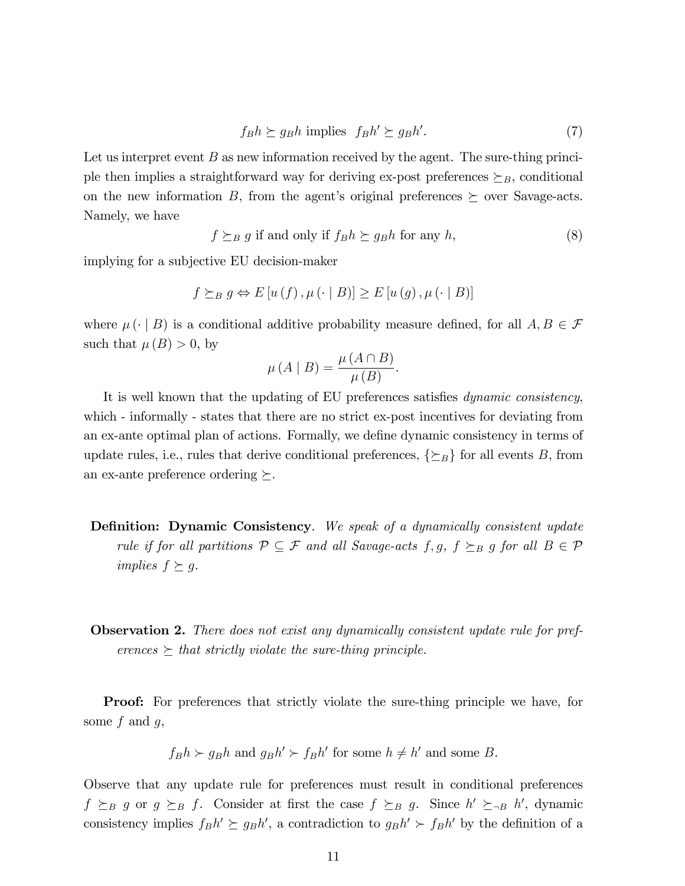$$f_B h \succeq g_B h \text{ implies } f_B h' \succeq g_B h'. \tag{7}$$

Let us interpret event $B$ as new information received by the agent. The sure-thing principle then implies a straightforward way for deriving ex-post preferences $\succeq_B$, conditional on the new information $B$, from the agent's original preferences $\succeq$ over Savage-acts. Namely, we have

$$f \succeq_B g \text{ if and only if } f_B h \succeq g_B h \text{ for any } h, \tag{8}$$

implying for a subjective EU decision-maker

$$f \succeq_B g \Leftrightarrow E\left[u\left(f\right), \mu\left(\cdot \mid B\right)\right] \geq E\left[u\left(g\right), \mu\left(\cdot \mid B\right)\right]$$

where $\mu\left(\cdot \mid B\right)$ is a conditional additive probability measure defined, for all $A, B \in \mathcal{F}$ such that $\mu\left(B\right) > 0$, by

$$\mu\left(A \mid B\right) = \frac{\mu\left(A \cap B\right)}{\mu\left(B\right)}.$$

It is well known that the updating of EU preferences satisfies *dynamic consistency*, which - informally - states that there are no strict ex-post incentives for deviating from an ex-ante optimal plan of actions. Formally, we define dynamic consistency in terms of update rules, i.e., rules that derive conditional preferences, $\{\succeq_B\}$ for all events $B$, from an ex-ante preference ordering $\succeq$.

**Definition: Dynamic Consistency**. *We speak of a dynamically consistent update rule if for all partitions $\mathcal{P} \subseteq \mathcal{F}$ and all Savage-acts $f, g$, $f \succeq_B g$ for all $B \in \mathcal{P}$ implies $f \succeq g$.*

**Observation 2.** *There does not exist any dynamically consistent update rule for preferences $\succeq$ that strictly violate the sure-thing principle.*

**Proof:** For preferences that strictly violate the sure-thing principle we have, for some $f$ and $g$,

$$f_B h \succ g_B h \text{ and } g_B h' \succ f_B h' \text{ for some } h \neq h' \text{ and some } B.$$

Observe that any update rule for preferences must result in conditional preferences $f \succeq_B g$ or $g \succeq_B f$. Consider at first the case $f \succeq_B g$. Since $h' \succeq_{\neg B} h'$, dynamic consistency implies $f_B h' \succeq g_B h'$, a contradiction to $g_B h' \succ f_B h'$ by the definition of a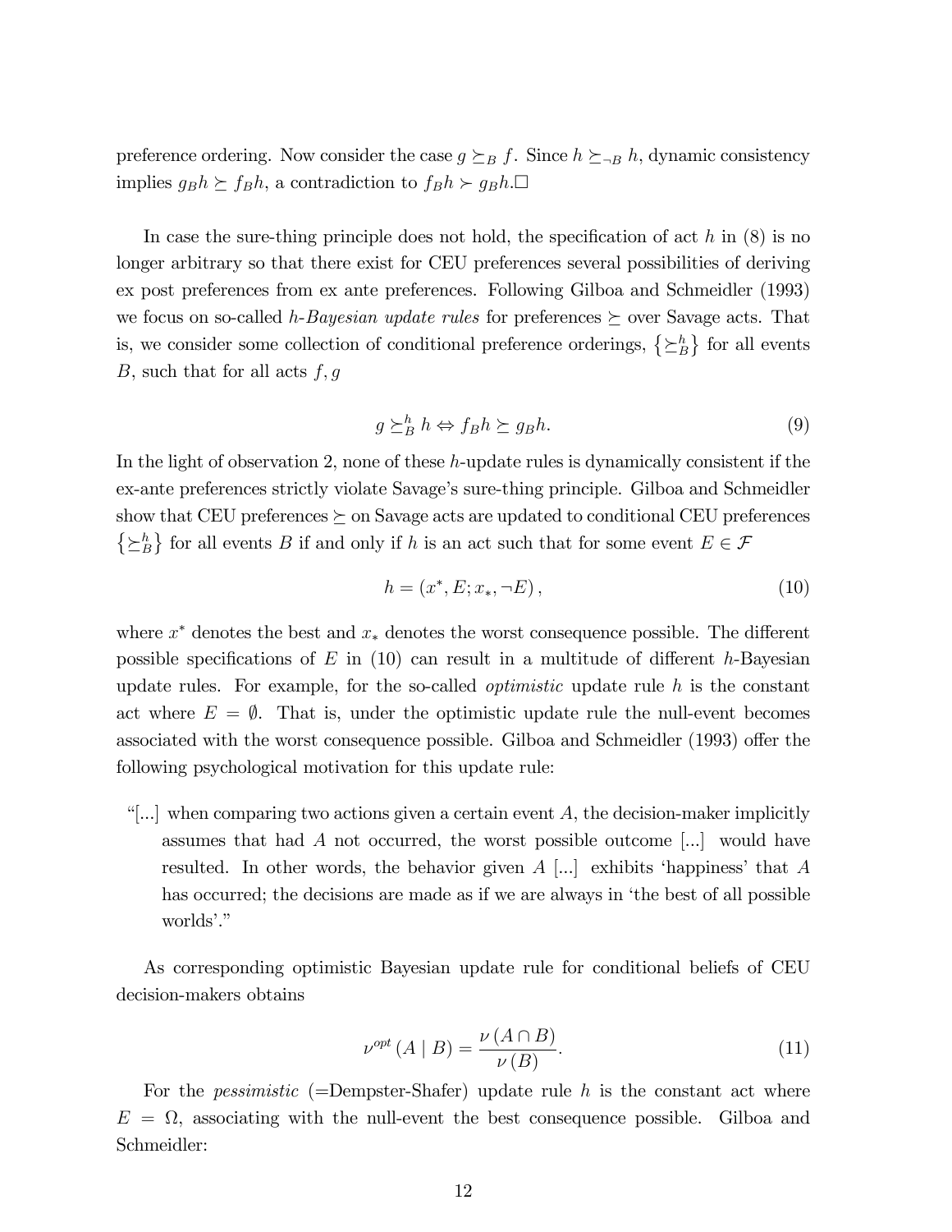preference ordering. Now consider the case $g \succeq_B f$. Since $h \succeq_{\neg B} h$, dynamic consistency implies $g_B h \succeq f_B h$, a contradiction to $f_B h \succ g_B h$.□

In case the sure-thing principle does not hold, the specification of act $h$ in (8) is no longer arbitrary so that there exist for CEU preferences several possibilities of deriving ex post preferences from ex ante preferences. Following Gilboa and Schmeidler (1993) we focus on so-called *h-Bayesian update rules* for preferences $\succeq$ over Savage acts. That is, we consider some collection of conditional preference orderings, $\left\{\succeq_B^h\right\}$ for all events $B$, such that for all acts $f, g$

$$g \succeq_B^h h \Leftrightarrow f_B h \succeq g_B h. \tag{9}$$

In the light of observation 2, none of these $h$-update rules is dynamically consistent if the ex-ante preferences strictly violate Savage's sure-thing principle. Gilboa and Schmeidler show that CEU preferences $\succeq$ on Savage acts are updated to conditional CEU preferences $\left\{\succeq_B^h\right\}$ for all events $B$ if and only if $h$ is an act such that for some event $E \in \mathcal{F}$

$$h = \left(x^*, E; x_*, \neg E\right), \tag{10}$$

where $x^*$ denotes the best and $x_*$ denotes the worst consequence possible. The different possible specifications of $E$ in (10) can result in a multitude of different $h$-Bayesian update rules. For example, for the so-called *optimistic* update rule $h$ is the constant act where $E = \emptyset$. That is, under the optimistic update rule the null-event becomes associated with the worst consequence possible. Gilboa and Schmeidler (1993) offer the following psychological motivation for this update rule:

> "[...] when comparing two actions given a certain event $A$, the decision-maker implicitly assumes that had $A$ not occurred, the worst possible outcome [...] would have resulted. In other words, the behavior given $A$ [...] exhibits 'happiness' that $A$ has occurred; the decisions are made as if we are always in 'the best of all possible worlds'."

As corresponding optimistic Bayesian update rule for conditional beliefs of CEU decision-makers obtains

$$\nu^{opt}\left(A \mid B\right) = \frac{\nu\left(A \cap B\right)}{\nu\left(B\right)}. \tag{11}$$

For the *pessimistic* (=Dempster-Shafer) update rule $h$ is the constant act where $E = \Omega$, associating with the null-event the best consequence possible. Gilboa and Schmeidler: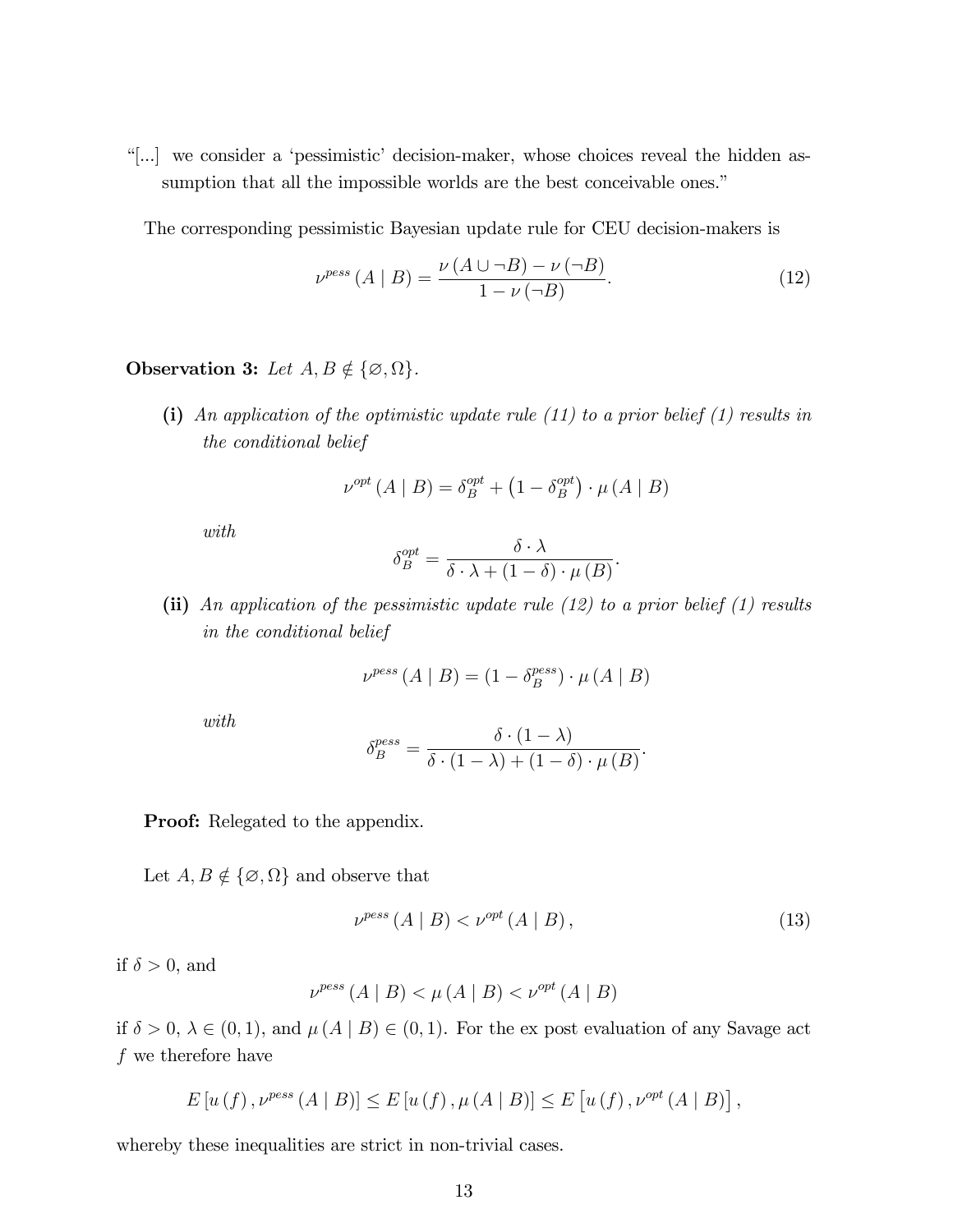"[...] we consider a 'pessimistic' decision-maker, whose choices reveal the hidden assumption that all the impossible worlds are the best conceivable ones."

The corresponding pessimistic Bayesian update rule for CEU decision-makers is

$$\nu^{pess}(A \mid B) = \frac{\nu(A \cup \neg B) - \nu(\neg B)}{1 - \nu(\neg B)}. \tag{12}$$

**Observation 3:** *Let $A, B \notin \{\varnothing, \Omega\}$.*

**(i)** *An application of the optimistic update rule (11) to a prior belief (1) results in the conditional belief*

$$\nu^{opt}(A \mid B) = \delta_B^{opt} + \left(1 - \delta_B^{opt}\right) \cdot \mu(A \mid B)$$

*with*

$$\delta_B^{opt} = \frac{\delta \cdot \lambda}{\delta \cdot \lambda + (1 - \delta) \cdot \mu(B)}.$$

**(ii)** *An application of the pessimistic update rule (12) to a prior belief (1) results in the conditional belief*

$$\nu^{pess}(A \mid B) = \left(1 - \delta_B^{pess}\right) \cdot \mu(A \mid B)$$

*with*

$$\delta_B^{pess} = \frac{\delta \cdot (1 - \lambda)}{\delta \cdot (1 - \lambda) + (1 - \delta) \cdot \mu(B)}.$$

**Proof:** Relegated to the appendix.

Let $A, B \notin \{\varnothing, \Omega\}$ and observe that

$$\nu^{pess}(A \mid B) < \nu^{opt}(A \mid B), \tag{13}$$

if $\delta > 0$, and

$$\nu^{pess}(A \mid B) < \mu(A \mid B) < \nu^{opt}(A \mid B)$$

if $\delta > 0$, $\lambda \in (0, 1)$, and $\mu(A \mid B) \in (0, 1)$. For the ex post evaluation of any Savage act $f$ we therefore have

$$E\left[u(f), \nu^{pess}(A \mid B)\right] \leq E\left[u(f), \mu(A \mid B)\right] \leq E\left[u(f), \nu^{opt}(A \mid B)\right],$$

whereby these inequalities are strict in non-trivial cases.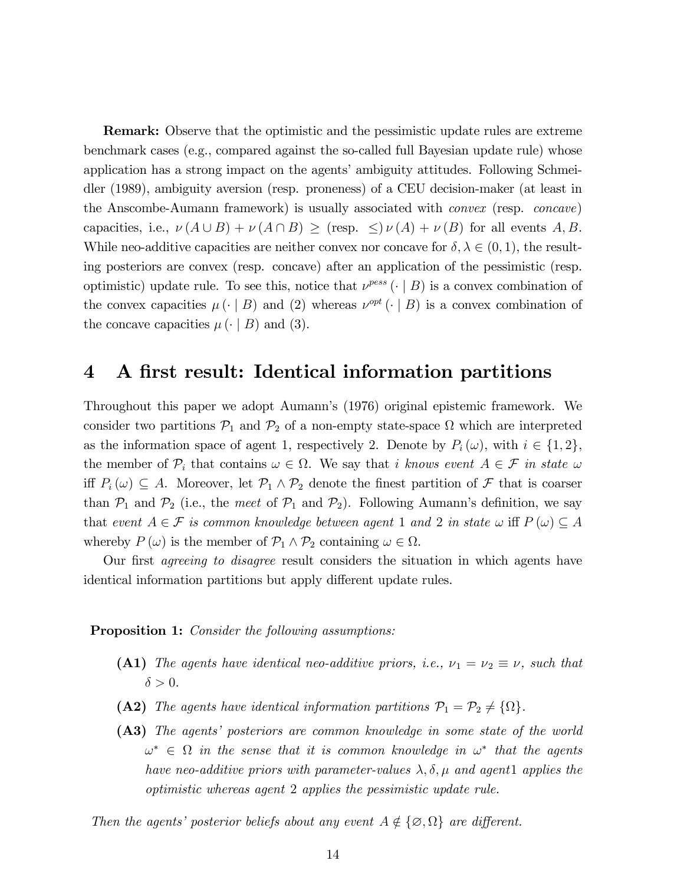**Remark:** Observe that the optimistic and the pessimistic update rules are extreme benchmark cases (e.g., compared against the so-called full Bayesian update rule) whose application has a strong impact on the agents' ambiguity attitudes. Following Schmeidler (1989), ambiguity aversion (resp. proneness) of a CEU decision-maker (at least in the Anscombe-Aumann framework) is usually associated with *convex* (resp. *concave*) capacities, i.e., $\nu(A \cup B) + \nu(A \cap B) \geq$ (resp. $\leq$) $\nu(A) + \nu(B)$ for all events $A, B$. While neo-additive capacities are neither convex nor concave for $\delta, \lambda \in (0,1)$, the resulting posteriors are convex (resp. concave) after an application of the pessimistic (resp. optimistic) update rule. To see this, notice that $\nu^{pess}(\cdot \mid B)$ is a convex combination of the convex capacities $\mu(\cdot \mid B)$ and (2) whereas $\nu^{opt}(\cdot \mid B)$ is a convex combination of the concave capacities $\mu(\cdot \mid B)$ and (3).

# 4 A first result: Identical information partitions

Throughout this paper we adopt Aumann's (1976) original epistemic framework. We consider two partitions $\mathcal{P}_1$ and $\mathcal{P}_2$ of a non-empty state-space $\Omega$ which are interpreted as the information space of agent 1, respectively 2. Denote by $P_i(\omega)$, with $i \in \{1,2\}$, the member of $\mathcal{P}_i$ that contains $\omega \in \Omega$. We say that *$i$ knows event $A \in \mathcal{F}$ in state $\omega$* iff $P_i(\omega) \subseteq A$. Moreover, let $\mathcal{P}_1 \wedge \mathcal{P}_2$ denote the finest partition of $\mathcal{F}$ that is coarser than $\mathcal{P}_1$ and $\mathcal{P}_2$ (i.e., the *meet* of $\mathcal{P}_1$ and $\mathcal{P}_2$). Following Aumann's definition, we say that *event $A \in \mathcal{F}$ is common knowledge between agent 1 and 2 in state $\omega$* iff $P(\omega) \subseteq A$ whereby $P(\omega)$ is the member of $\mathcal{P}_1 \wedge \mathcal{P}_2$ containing $\omega \in \Omega$.

Our first *agreeing to disagree* result considers the situation in which agents have identical information partitions but apply different update rules.

**Proposition 1:** *Consider the following assumptions:*

- **(A1)** *The agents have identical neo-additive priors, i.e., $\nu_1 = \nu_2 \equiv \nu$, such that $\delta > 0$.*
- **(A2)** *The agents have identical information partitions $\mathcal{P}_1 = \mathcal{P}_2 \neq \{\Omega\}$.*
- **(A3)** *The agents' posteriors are common knowledge in some state of the world $\omega^* \in \Omega$ in the sense that it is common knowledge in $\omega^*$ that the agents have neo-additive priors with parameter-values $\lambda, \delta, \mu$ and agent1 applies the optimistic whereas agent 2 applies the pessimistic update rule.*

*Then the agents' posterior beliefs about any event $A \notin \{\varnothing, \Omega\}$ are different.*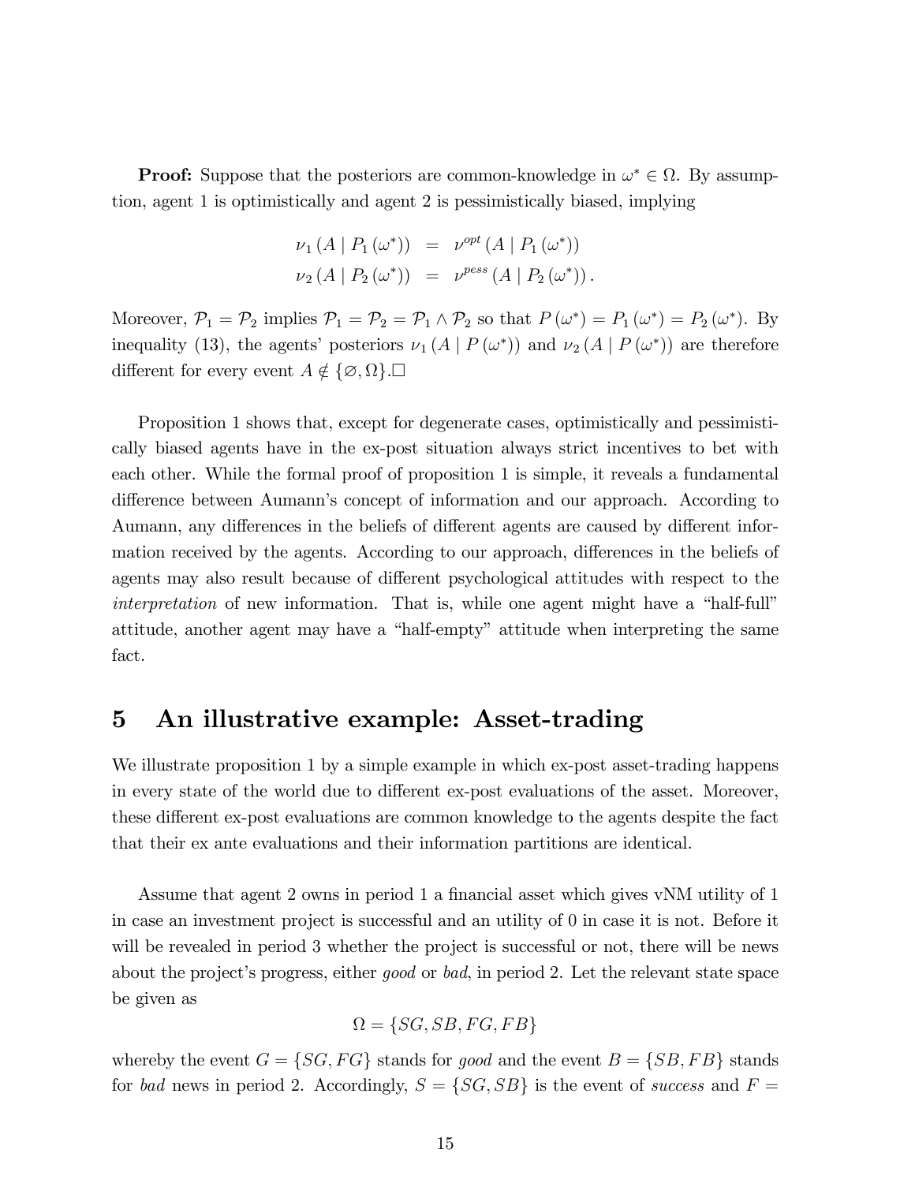**Proof:** Suppose that the posteriors are common-knowledge in $\omega^* \in \Omega$. By assumption, agent 1 is optimistically and agent 2 is pessimistically biased, implying

$$
\begin{aligned}
\nu_1 \left(A \mid P_1 \left(\omega^*\right)\right) &= \nu^{opt} \left(A \mid P_1 \left(\omega^*\right)\right) \\
\nu_2 \left(A \mid P_2 \left(\omega^*\right)\right) &= \nu^{pess} \left(A \mid P_2 \left(\omega^*\right)\right).
\end{aligned}
$$

Moreover, $\mathcal{P}_1 = \mathcal{P}_2$ implies $\mathcal{P}_1 = \mathcal{P}_2 = \mathcal{P}_1 \wedge \mathcal{P}_2$ so that $P(\omega^*) = P_1(\omega^*) = P_2(\omega^*)$. By inequality (13), the agents' posteriors $\nu_1 (A \mid P(\omega^*))$ and $\nu_2 (A \mid P(\omega^*))$ are therefore different for every event $A \notin \{\varnothing, \Omega\}$.$\square$

Proposition 1 shows that, except for degenerate cases, optimistically and pessimistically biased agents have in the ex-post situation always strict incentives to bet with each other. While the formal proof of proposition 1 is simple, it reveals a fundamental difference between Aumann's concept of information and our approach. According to Aumann, any differences in the beliefs of different agents are caused by different information received by the agents. According to our approach, differences in the beliefs of agents may also result because of different psychological attitudes with respect to the *interpretation* of new information. That is, while one agent might have a "half-full" attitude, another agent may have a "half-empty" attitude when interpreting the same fact.

# 5 An illustrative example: Asset-trading

We illustrate proposition 1 by a simple example in which ex-post asset-trading happens in every state of the world due to different ex-post evaluations of the asset. Moreover, these different ex-post evaluations are common knowledge to the agents despite the fact that their ex ante evaluations and their information partitions are identical.

Assume that agent 2 owns in period 1 a financial asset which gives vNM utility of 1 in case an investment project is successful and an utility of 0 in case it is not. Before it will be revealed in period 3 whether the project is successful or not, there will be news about the project's progress, either *good* or *bad*, in period 2. Let the relevant state space be given as

$$
\Omega = \{SG, SB, FG, FB\}
$$

whereby the event $G = \{SG, FG\}$ stands for *good* and the event $B = \{SB, FB\}$ stands for *bad* news in period 2. Accordingly, $S = \{SG, SB\}$ is the event of *success* and $F =$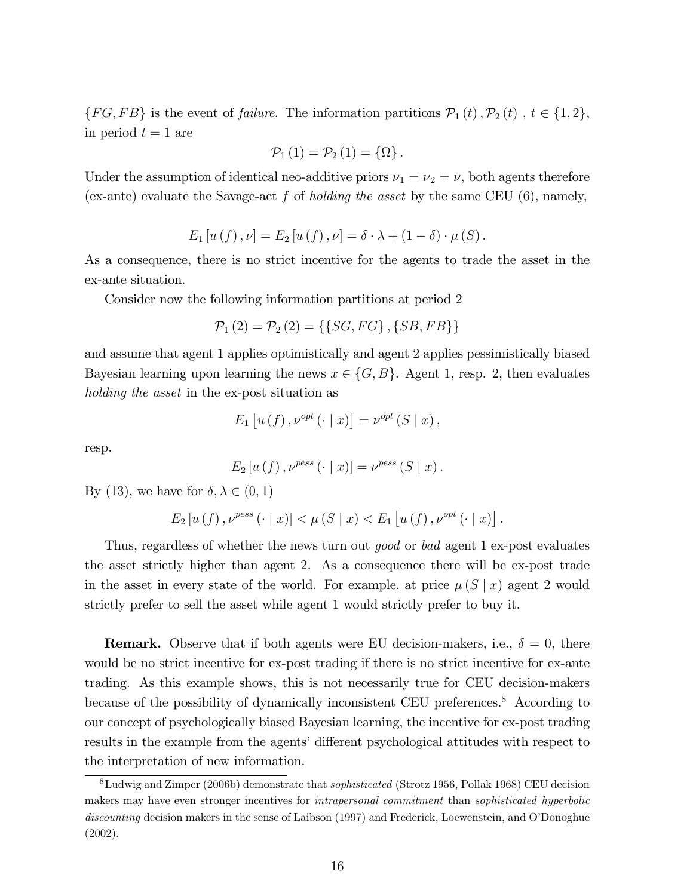$\{FG, FB\}$ is the event of *failure*. The information partitions $\mathcal{P}_1(t), \mathcal{P}_2(t)$, $t \in \{1, 2\}$, in period $t = 1$ are

$$\mathcal{P}_1(1) = \mathcal{P}_2(1) = \{\Omega\}.$$

Under the assumption of identical neo-additive priors $\nu_1 = \nu_2 = \nu$, both agents therefore (ex-ante) evaluate the Savage-act $f$ of *holding the asset* by the same CEU (6), namely,

$$E_1[u(f), \nu] = E_2[u(f), \nu] = \delta \cdot \lambda + (1 - \delta) \cdot \mu(S).$$

As a consequence, there is no strict incentive for the agents to trade the asset in the ex-ante situation.

Consider now the following information partitions at period 2

$$\mathcal{P}_1(2) = \mathcal{P}_2(2) = \{\{SG, FG\}, \{SB, FB\}\}$$

and assume that agent 1 applies optimistically and agent 2 applies pessimistically biased Bayesian learning upon learning the news $x \in \{G, B\}$. Agent 1, resp. 2, then evaluates *holding the asset* in the ex-post situation as

$$E_1\left[u(f), \nu^{opt}(\cdot \mid x)\right] = \nu^{opt}(S \mid x),$$

resp.

$$E_2\left[u(f), \nu^{pess}(\cdot \mid x)\right] = \nu^{pess}(S \mid x).$$

By (13), we have for $\delta, \lambda \in (0, 1)$

$$E_2\left[u(f), \nu^{pess}(\cdot \mid x)\right] < \mu(S \mid x) < E_1\left[u(f), \nu^{opt}(\cdot \mid x)\right].$$

Thus, regardless of whether the news turn out *good* or *bad* agent 1 ex-post evaluates the asset strictly higher than agent 2. As a consequence there will be ex-post trade in the asset in every state of the world. For example, at price $\mu(S \mid x)$ agent 2 would strictly prefer to sell the asset while agent 1 would strictly prefer to buy it.

**Remark.** Observe that if both agents were EU decision-makers, i.e., $\delta = 0$, there would be no strict incentive for ex-post trading if there is no strict incentive for ex-ante trading. As this example shows, this is not necessarily true for CEU decision-makers because of the possibility of dynamically inconsistent CEU preferences.[8] According to our concept of psychologically biased Bayesian learning, the incentive for ex-post trading results in the example from the agents' different psychological attitudes with respect to the interpretation of new information.

[8] Ludwig and Zimper (2006b) demonstrate that *sophisticated* (Strotz 1956, Pollak 1968) CEU decision makers may have even stronger incentives for *intrapersonal commitment* than *sophisticated hyperbolic discounting* decision makers in the sense of Laibson (1997) and Frederick, Loewenstein, and O'Donoghue (2002).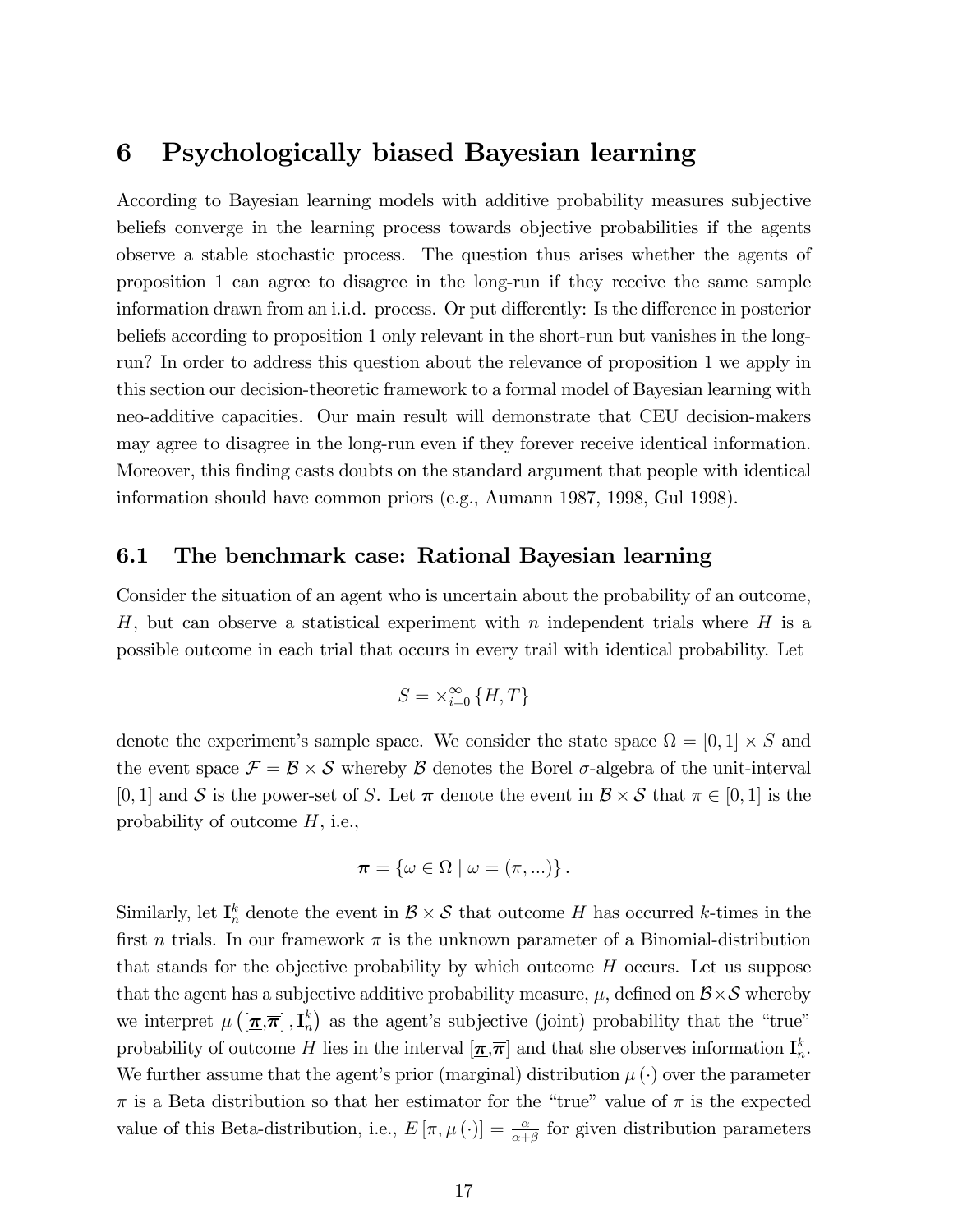# 6 Psychologically biased Bayesian learning

According to Bayesian learning models with additive probability measures subjective beliefs converge in the learning process towards objective probabilities if the agents observe a stable stochastic process. The question thus arises whether the agents of proposition 1 can agree to disagree in the long-run if they receive the same sample information drawn from an i.i.d. process. Or put differently: Is the difference in posterior beliefs according to proposition 1 only relevant in the short-run but vanishes in the long-run? In order to address this question about the relevance of proposition 1 we apply in this section our decision-theoretic framework to a formal model of Bayesian learning with neo-additive capacities. Our main result will demonstrate that CEU decision-makers may agree to disagree in the long-run even if they forever receive identical information. Moreover, this finding casts doubts on the standard argument that people with identical information should have common priors (e.g., Aumann 1987, 1998, Gul 1998).

## 6.1 The benchmark case: Rational Bayesian learning

Consider the situation of an agent who is uncertain about the probability of an outcome, $H$, but can observe a statistical experiment with $n$ independent trials where $H$ is a possible outcome in each trial that occurs in every trail with identical probability. Let

$$S = \times_{i=0}^{\infty} \{H, T\}$$

denote the experiment's sample space. We consider the state space $\Omega = [0, 1] \times S$ and the event space $\mathcal{F} = \mathcal{B} \times \mathcal{S}$ whereby $\mathcal{B}$ denotes the Borel $\sigma$-algebra of the unit-interval $[0, 1]$ and $\mathcal{S}$ is the power-set of $S$. Let $\boldsymbol{\pi}$ denote the event in $\mathcal{B} \times \mathcal{S}$ that $\pi \in [0, 1]$ is the probability of outcome $H$, i.e.,

$$\boldsymbol{\pi} = \{\omega \in \Omega \mid \omega = (\pi, ...)\}.$$

Similarly, let $\mathbf{I}_n^k$ denote the event in $\mathcal{B} \times \mathcal{S}$ that outcome $H$ has occurred $k$-times in the first $n$ trials. In our framework $\pi$ is the unknown parameter of a Binomial-distribution that stands for the objective probability by which outcome $H$ occurs. Let us suppose that the agent has a subjective additive probability measure, $\mu$, defined on $\mathcal{B} \times \mathcal{S}$ whereby we interpret $\mu\left(\left[\underline{\boldsymbol{\pi}}, \overline{\boldsymbol{\pi}}\right], \mathbf{I}_n^k\right)$ as the agent's subjective (joint) probability that the "true" probability of outcome $H$ lies in the interval $\left[\underline{\boldsymbol{\pi}}, \overline{\boldsymbol{\pi}}\right]$ and that she observes information $\mathbf{I}_n^k$. We further assume that the agent's prior (marginal) distribution $\mu(\cdot)$ over the parameter $\pi$ is a Beta distribution so that her estimator for the "true" value of $\pi$ is the expected value of this Beta-distribution, i.e., $E[\pi, \mu(\cdot)] = \frac{\alpha}{\alpha+\beta}$ for given distribution parameters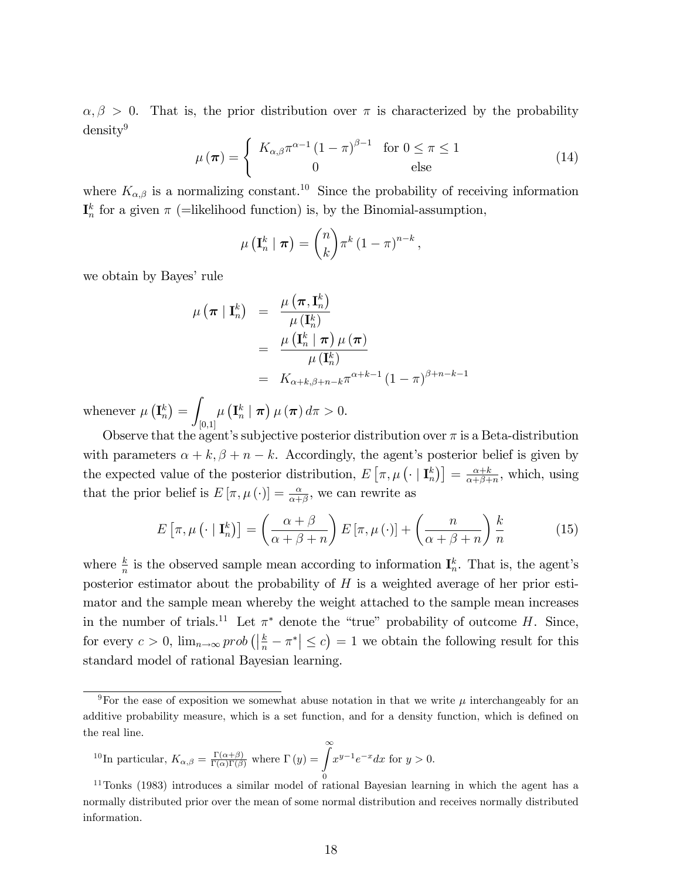$\alpha, \beta > 0$. That is, the prior distribution over $\pi$ is characterized by the probability density[9]

$$\mu(\boldsymbol{\pi}) = \begin{cases} K_{\alpha,\beta} \pi^{\alpha-1} (1-\pi)^{\beta-1} & \text{for } 0 \leq \pi \leq 1 \\ 0 & \text{else} \end{cases} \tag{14}$$

where $K_{\alpha,\beta}$ is a normalizing constant.[10] Since the probability of receiving information $\mathbf{I}_n^k$ for a given $\pi$ (=likelihood function) is, by the Binomial-assumption,

$$\mu\left(\mathbf{I}_n^k \mid \boldsymbol{\pi}\right) = \binom{n}{k} \pi^k (1-\pi)^{n-k},$$

we obtain by Bayes' rule

$$\begin{aligned} \mu\left(\boldsymbol{\pi} \mid \mathbf{I}_n^k\right) &= \frac{\mu\left(\boldsymbol{\pi}, \mathbf{I}_n^k\right)}{\mu\left(\mathbf{I}_n^k\right)} \\ &= \frac{\mu\left(\mathbf{I}_n^k \mid \boldsymbol{\pi}\right) \mu(\boldsymbol{\pi})}{\mu\left(\mathbf{I}_n^k\right)} \\ &= K_{\alpha+k, \beta+n-k} \pi^{\alpha+k-1} (1-\pi)^{\beta+n-k-1} \end{aligned}$$

whenever $\mu\left(\mathbf{I}_n^k\right) = \int_{[0,1]} \mu\left(\mathbf{I}_n^k \mid \boldsymbol{\pi}\right) \mu(\boldsymbol{\pi})\, d\pi > 0$.

Observe that the agent's subjective posterior distribution over $\pi$ is a Beta-distribution with parameters $\alpha + k, \beta + n - k$. Accordingly, the agent's posterior belief is given by the expected value of the posterior distribution, $E\left[\pi, \mu\left(\cdot \mid \mathbf{I}_n^k\right)\right] = \frac{\alpha+k}{\alpha+\beta+n}$, which, using that the prior belief is $E[\pi, \mu(\cdot)] = \frac{\alpha}{\alpha+\beta}$, we can rewrite as

$$E\left[\pi, \mu\left(\cdot \mid \mathbf{I}_n^k\right)\right] = \left(\frac{\alpha+\beta}{\alpha+\beta+n}\right) E[\pi, \mu(\cdot)] + \left(\frac{n}{\alpha+\beta+n}\right) \frac{k}{n} \tag{15}$$

where $\frac{k}{n}$ is the observed sample mean according to information $\mathbf{I}_n^k$. That is, the agent's posterior estimator about the probability of $H$ is a weighted average of her prior estimator and the sample mean whereby the weight attached to the sample mean increases in the number of trials.[11] Let $\pi^*$ denote the "true" probability of outcome $H$. Since, for every $c > 0$, $\lim_{n\to\infty} prob\left(\left|\frac{k}{n} - \pi^*\right| \leq c\right) = 1$ we obtain the following result for this standard model of rational Bayesian learning.

---

[9] For the ease of exposition we somewhat abuse notation in that we write $\mu$ interchangeably for an additive probability measure, which is a set function, and for a density function, which is defined on the real line.

[10] In particular, $K_{\alpha,\beta} = \frac{\Gamma(\alpha+\beta)}{\Gamma(\alpha)\Gamma(\beta)}$ where $\Gamma(y) = \int_0^\infty x^{y-1} e^{-x} dx$ for $y > 0$.

[11] Tonks (1983) introduces a similar model of rational Bayesian learning in which the agent has a normally distributed prior over the mean of some normal distribution and receives normally distributed information.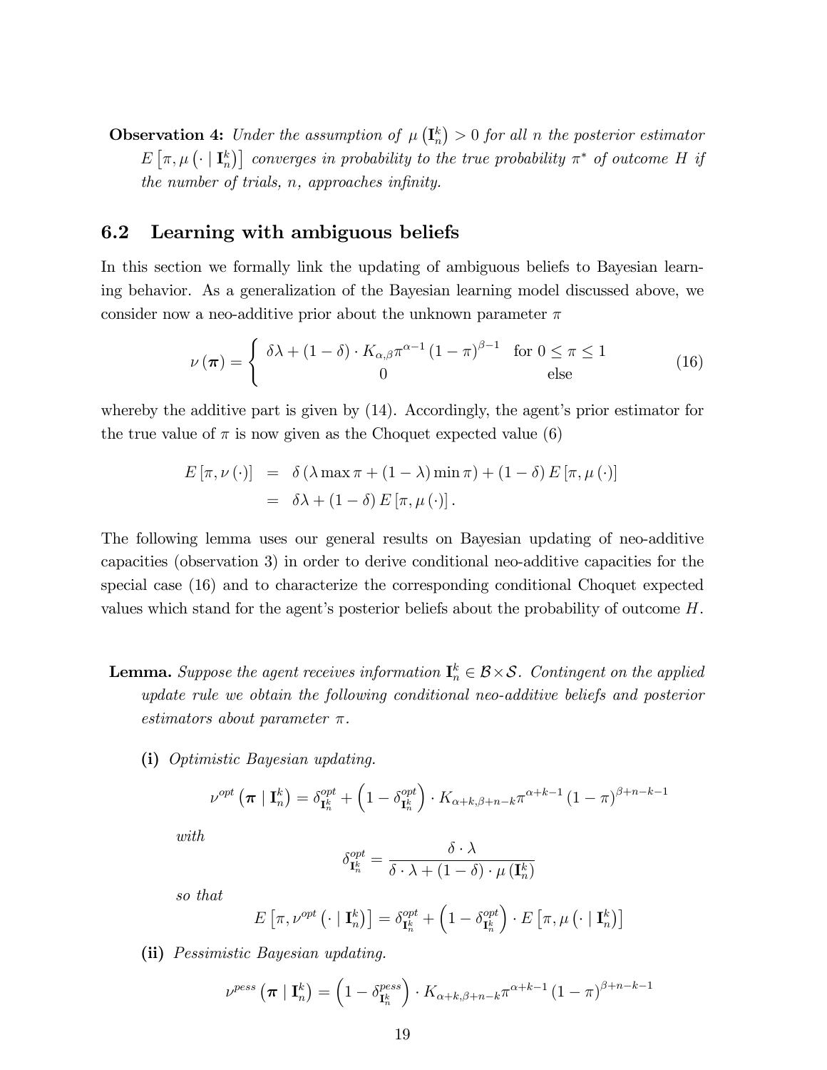**Observation 4:** *Under the assumption of $\mu\left(\mathbf{I}_n^k\right) > 0$ for all $n$ the posterior estimator $E\left[\pi, \mu\left(\cdot \mid \mathbf{I}_n^k\right)\right]$ converges in probability to the true probability $\pi^*$ of outcome $H$ if the number of trials, $n$, approaches infinity.*

## 6.2 Learning with ambiguous beliefs

In this section we formally link the updating of ambiguous beliefs to Bayesian learning behavior. As a generalization of the Bayesian learning model discussed above, we consider now a neo-additive prior about the unknown parameter $\pi$

$$
\nu(\boldsymbol{\pi}) = \begin{cases} \delta\lambda + (1-\delta) \cdot K_{\alpha,\beta}\pi^{\alpha-1}(1-\pi)^{\beta-1} & \text{for } 0 \leq \pi \leq 1 \\ 0 & \text{else} \end{cases} \tag{16}
$$

whereby the additive part is given by (14). Accordingly, the agent's prior estimator for the true value of $\pi$ is now given as the Choquet expected value (6)

$$
\begin{aligned}
E[\pi, \nu(\cdot)] &= \delta(\lambda \max \pi + (1-\lambda)\min \pi) + (1-\delta) E[\pi, \mu(\cdot)] \\
&= \delta\lambda + (1-\delta) E[\pi, \mu(\cdot)].
\end{aligned}
$$

The following lemma uses our general results on Bayesian updating of neo-additive capacities (observation 3) in order to derive conditional neo-additive capacities for the special case (16) and to characterize the corresponding conditional Choquet expected values which stand for the agent's posterior beliefs about the probability of outcome $H$.

**Lemma.** *Suppose the agent receives information $\mathbf{I}_n^k \in \mathcal{B} \times \mathcal{S}$. Contingent on the applied update rule we obtain the following conditional neo-additive beliefs and posterior estimators about parameter $\pi$.*

**(i)** *Optimistic Bayesian updating.*

$$
\nu^{opt}\left(\boldsymbol{\pi} \mid \mathbf{I}_n^k\right) = \delta_{\mathbf{I}_n^k}^{opt} + \left(1 - \delta_{\mathbf{I}_n^k}^{opt}\right) \cdot K_{\alpha+k,\beta+n-k}\pi^{\alpha+k-1}(1-\pi)^{\beta+n-k-1}
$$

*with*

$$
\delta_{\mathbf{I}_n^k}^{opt} = \frac{\delta \cdot \lambda}{\delta \cdot \lambda + (1-\delta) \cdot \mu\left(\mathbf{I}_n^k\right)}
$$

*so that*

$$
E\left[\pi, \nu^{opt}\left(\cdot \mid \mathbf{I}_n^k\right)\right] = \delta_{\mathbf{I}_n^k}^{opt} + \left(1 - \delta_{\mathbf{I}_n^k}^{opt}\right) \cdot E\left[\pi, \mu\left(\cdot \mid \mathbf{I}_n^k\right)\right]
$$

**(ii)** *Pessimistic Bayesian updating.*

$$
\nu^{pess}\left(\boldsymbol{\pi} \mid \mathbf{I}_n^k\right) = \left(1 - \delta_{\mathbf{I}_n^k}^{pess}\right) \cdot K_{\alpha+k,\beta+n-k}\pi^{\alpha+k-1}(1-\pi)^{\beta+n-k-1}
$$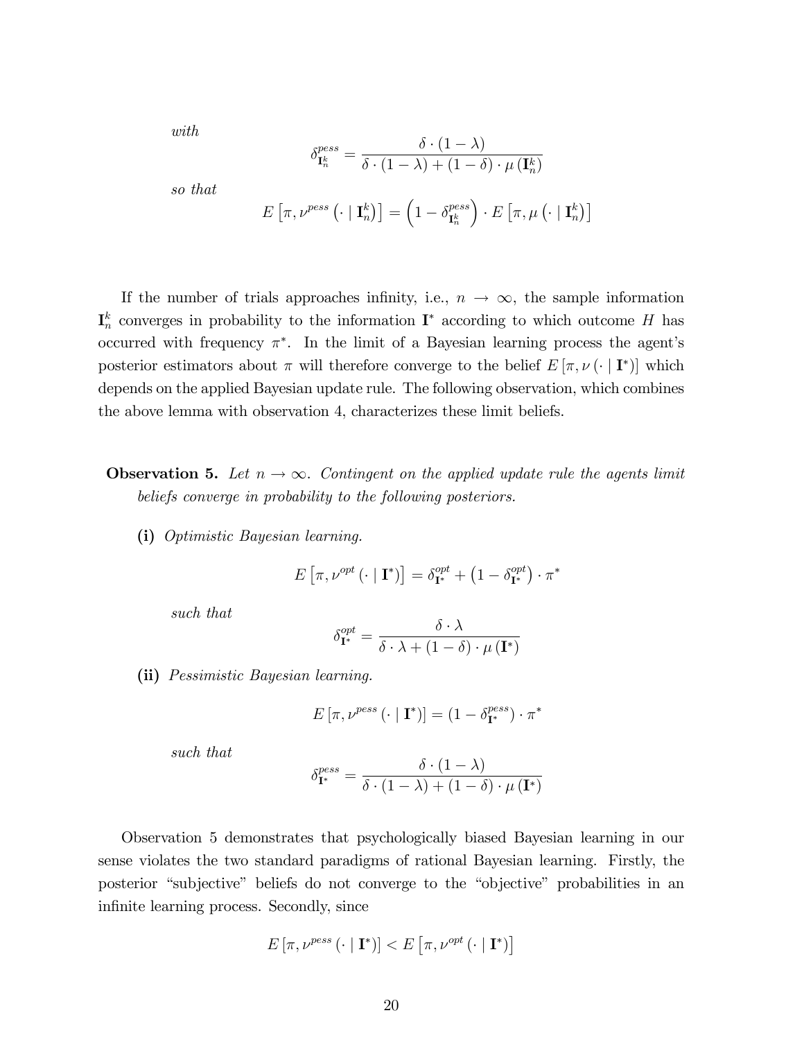*with*

$$\delta^{pess}_{\mathbf{I}^k_n} = \frac{\delta \cdot (1-\lambda)}{\delta \cdot (1-\lambda) + (1-\delta) \cdot \mu\left(\mathbf{I}^k_n\right)}$$

*so that*

$$E\left[\pi, \nu^{pess}\left(\cdot \mid \mathbf{I}^k_n\right)\right] = \left(1 - \delta^{pess}_{\mathbf{I}^k_n}\right) \cdot E\left[\pi, \mu\left(\cdot \mid \mathbf{I}^k_n\right)\right]$$

If the number of trials approaches infinity, i.e., $n \to \infty$, the sample information $\mathbf{I}^k_n$ converges in probability to the information $\mathbf{I}^*$ according to which outcome $H$ has occurred with frequency $\pi^*$. In the limit of a Bayesian learning process the agent's posterior estimators about $\pi$ will therefore converge to the belief $E\left[\pi, \nu\left(\cdot \mid \mathbf{I}^*\right)\right]$ which depends on the applied Bayesian update rule. The following observation, which combines the above lemma with observation 4, characterizes these limit beliefs.

**Observation 5.** *Let $n \to \infty$. Contingent on the applied update rule the agents limit beliefs converge in probability to the following posteriors.*

**(i)** *Optimistic Bayesian learning.*

$$E\left[\pi, \nu^{opt}\left(\cdot \mid \mathbf{I}^*\right)\right] = \delta^{opt}_{\mathbf{I}^*} + \left(1 - \delta^{opt}_{\mathbf{I}^*}\right) \cdot \pi^*$$

*such that*

$$\delta^{opt}_{\mathbf{I}^*} = \frac{\delta \cdot \lambda}{\delta \cdot \lambda + (1-\delta) \cdot \mu\left(\mathbf{I}^*\right)}$$

**(ii)** *Pessimistic Bayesian learning.*

$$E\left[\pi, \nu^{pess}\left(\cdot \mid \mathbf{I}^*\right)\right] = \left(1 - \delta^{pess}_{\mathbf{I}^*}\right) \cdot \pi^*$$

*such that*

$$\delta^{pess}_{\mathbf{I}^*} = \frac{\delta \cdot (1-\lambda)}{\delta \cdot (1-\lambda) + (1-\delta) \cdot \mu\left(\mathbf{I}^*\right)}$$

Observation 5 demonstrates that psychologically biased Bayesian learning in our sense violates the two standard paradigms of rational Bayesian learning. Firstly, the posterior "subjective" beliefs do not converge to the "objective" probabilities in an infinite learning process. Secondly, since

$$E\left[\pi, \nu^{pess}\left(\cdot \mid \mathbf{I}^*\right)\right] < E\left[\pi, \nu^{opt}\left(\cdot \mid \mathbf{I}^*\right)\right]$$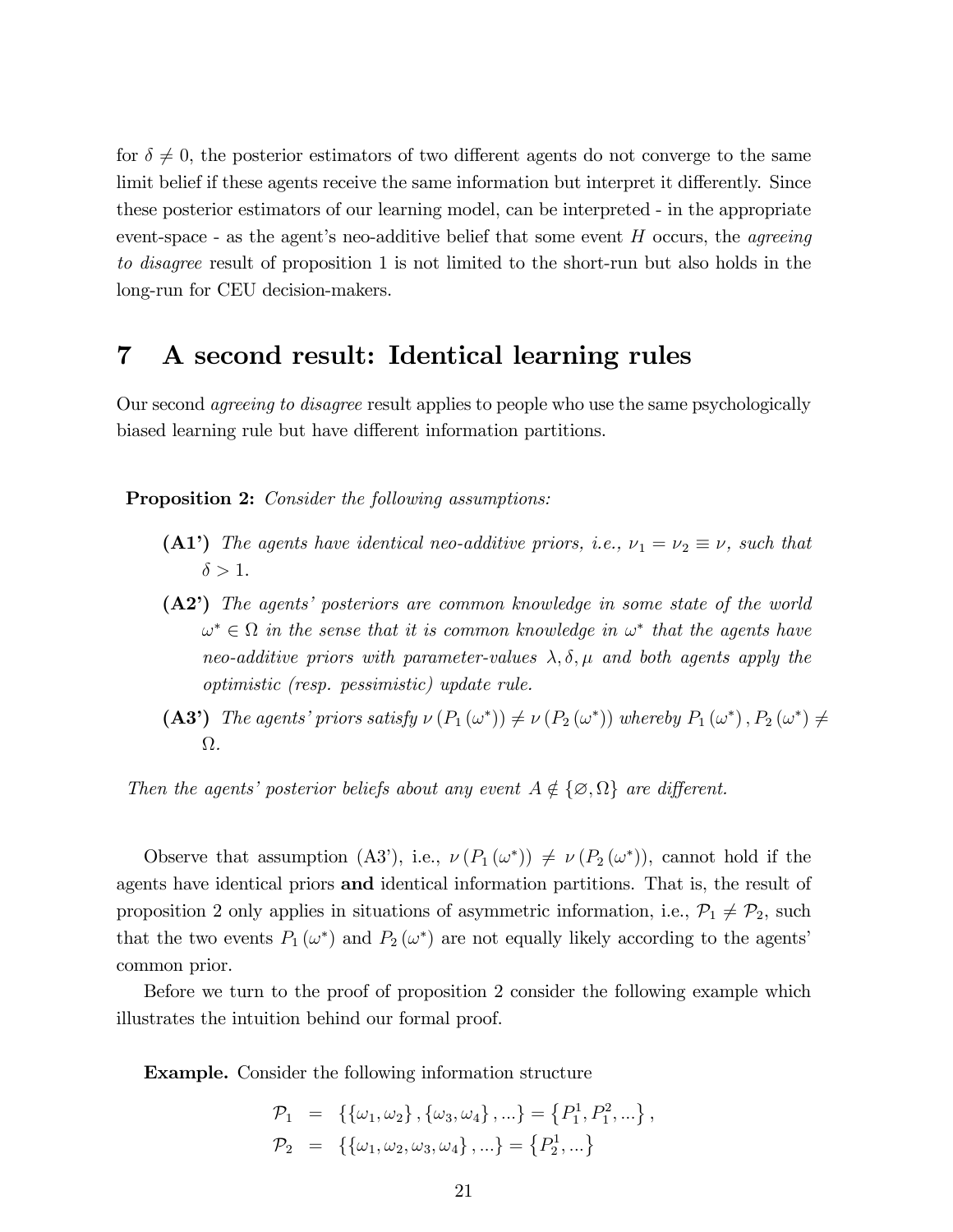for $\delta \neq 0$, the posterior estimators of two different agents do not converge to the same limit belief if these agents receive the same information but interpret it differently. Since these posterior estimators of our learning model, can be interpreted - in the appropriate event-space - as the agent's neo-additive belief that some event $H$ occurs, the *agreeing to disagree* result of proposition 1 is not limited to the short-run but also holds in the long-run for CEU decision-makers.

# 7 A second result: Identical learning rules

Our second *agreeing to disagree* result applies to people who use the same psychologically biased learning rule but have different information partitions.

**Proposition 2:** *Consider the following assumptions:*

- **(A1')** *The agents have identical neo-additive priors, i.e.,* $\nu_1 = \nu_2 \equiv \nu$*, such that* $\delta > 1$.
- **(A2')** *The agents' posteriors are common knowledge in some state of the world* $\omega^* \in \Omega$ *in the sense that it is common knowledge in* $\omega^*$ *that the agents have neo-additive priors with parameter-values* $\lambda, \delta, \mu$ *and both agents apply the optimistic (resp. pessimistic) update rule.*
- **(A3')** *The agents' priors satisfy* $\nu(P_1(\omega^*)) \neq \nu(P_2(\omega^*))$ *whereby* $P_1(\omega^*), P_2(\omega^*) \neq \Omega$.

*Then the agents' posterior beliefs about any event* $A \notin \{\varnothing, \Omega\}$ *are different.*

Observe that assumption (A3'), i.e., $\nu(P_1(\omega^*)) \neq \nu(P_2(\omega^*))$, cannot hold if the agents have identical priors **and** identical information partitions. That is, the result of proposition 2 only applies in situations of asymmetric information, i.e., $\mathcal{P}_1 \neq \mathcal{P}_2$, such that the two events $P_1(\omega^*)$ and $P_2(\omega^*)$ are not equally likely according to the agents' common prior.

Before we turn to the proof of proposition 2 consider the following example which illustrates the intuition behind our formal proof.

**Example.** Consider the following information structure

$$
\begin{aligned}
\mathcal{P}_1 &= \{\{\omega_1, \omega_2\}, \{\omega_3, \omega_4\}, ...\} = \{P_1^1, P_1^2, ...\}, \\
\mathcal{P}_2 &= \{\{\omega_1, \omega_2, \omega_3, \omega_4\}, ...\} = \{P_2^1, ...\}
\end{aligned}
$$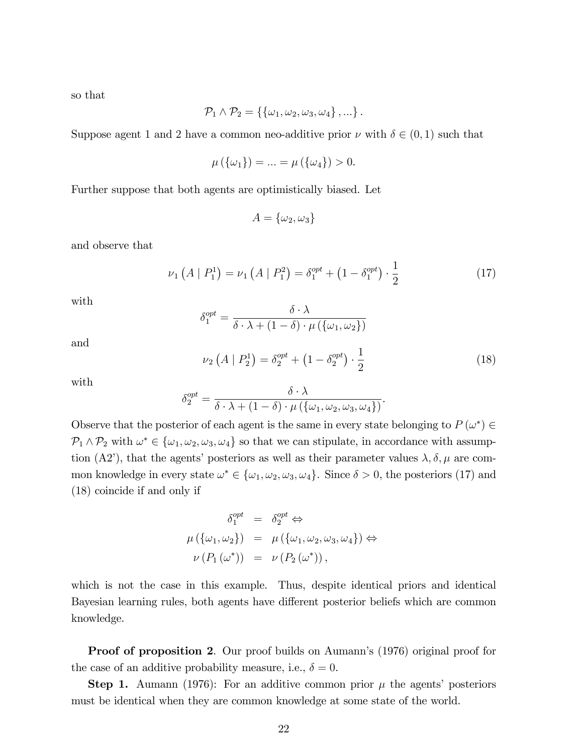so that

$$\mathcal{P}_1 \wedge \mathcal{P}_2 = \{\{\omega_1, \omega_2, \omega_3, \omega_4\}, ...\}.$$

Suppose agent 1 and 2 have a common neo-additive prior $\nu$ with $\delta \in (0,1)$ such that

$$\mu(\{\omega_1\}) = ... = \mu(\{\omega_4\}) > 0.$$

Further suppose that both agents are optimistically biased. Let

$$A = \{\omega_2, \omega_3\}$$

and observe that

$$\nu_1\left(A \mid P_1^1\right) = \nu_1\left(A \mid P_1^2\right) = \delta_1^{opt} + \left(1 - \delta_1^{opt}\right) \cdot \frac{1}{2} \tag{17}$$

with

$$\delta_1^{opt} = \frac{\delta \cdot \lambda}{\delta \cdot \lambda + (1 - \delta) \cdot \mu(\{\omega_1, \omega_2\})}$$

and

$$\nu_2\left(A \mid P_2^1\right) = \delta_2^{opt} + \left(1 - \delta_2^{opt}\right) \cdot \frac{1}{2} \tag{18}$$

with

$$\delta_2^{opt} = \frac{\delta \cdot \lambda}{\delta \cdot \lambda + (1 - \delta) \cdot \mu(\{\omega_1, \omega_2, \omega_3, \omega_4\})}.$$

Observe that the posterior of each agent is the same in every state belonging to $P(\omega^*) \in \mathcal{P}_1 \wedge \mathcal{P}_2$ with $\omega^* \in \{\omega_1, \omega_2, \omega_3, \omega_4\}$ so that we can stipulate, in accordance with assumption (A2'), that the agents' posteriors as well as their parameter values $\lambda, \delta, \mu$ are common knowledge in every state $\omega^* \in \{\omega_1, \omega_2, \omega_3, \omega_4\}$. Since $\delta > 0$, the posteriors (17) and (18) coincide if and only if

$$\begin{aligned}
\delta_1^{opt} &= \delta_2^{opt} \Leftrightarrow \\
\mu(\{\omega_1, \omega_2\}) &= \mu(\{\omega_1, \omega_2, \omega_3, \omega_4\}) \Leftrightarrow \\
\nu(P_1(\omega^*)) &= \nu(P_2(\omega^*)),
\end{aligned}$$

which is not the case in this example. Thus, despite identical priors and identical Bayesian learning rules, both agents have different posterior beliefs which are common knowledge.

**Proof of proposition 2**. Our proof builds on Aumann's (1976) original proof for the case of an additive probability measure, i.e., $\delta = 0$.

**Step 1.** Aumann (1976): For an additive common prior $\mu$ the agents' posteriors must be identical when they are common knowledge at some state of the world.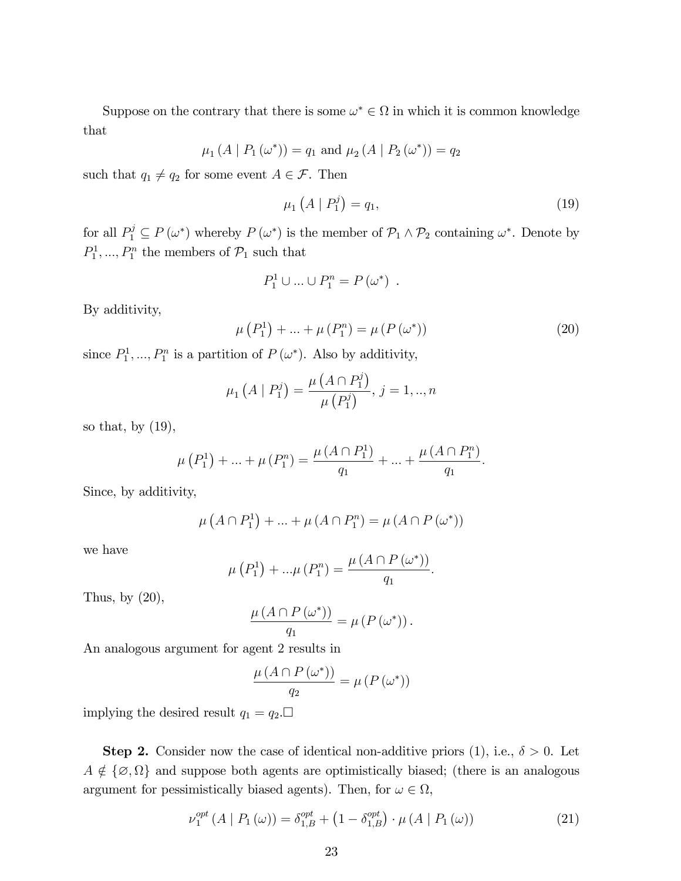Suppose on the contrary that there is some $\omega^* \in \Omega$ in which it is common knowledge that

$$\mu_1 (A \mid P_1 (\omega^*)) = q_1 \text{ and } \mu_2 (A \mid P_2 (\omega^*)) = q_2$$

such that $q_1 \neq q_2$ for some event $A \in \mathcal{F}$. Then

$$\mu_1 \left(A \mid P_1^j\right) = q_1, \tag{19}$$

for all $P_1^j \subseteq P(\omega^*)$ whereby $P(\omega^*)$ is the member of $\mathcal{P}_1 \wedge \mathcal{P}_2$ containing $\omega^*$. Denote by $P_1^1, ..., P_1^n$ the members of $\mathcal{P}_1$ such that

$$P_1^1 \cup ... \cup P_1^n = P(\omega^*) \ .$$

By additivity,

$$\mu\left(P_1^1\right) + ... + \mu\left(P_1^n\right) = \mu\left(P(\omega^*)\right) \tag{20}$$

since $P_1^1, ..., P_1^n$ is a partition of $P(\omega^*)$. Also by additivity,

$$\mu_1 \left(A \mid P_1^j\right) = \frac{\mu\left(A \cap P_1^j\right)}{\mu\left(P_1^j\right)}, \ j = 1, .., n$$

so that, by (19),

$$\mu\left(P_1^1\right) + ... + \mu\left(P_1^n\right) = \frac{\mu\left(A \cap P_1^1\right)}{q_1} + ... + \frac{\mu\left(A \cap P_1^n\right)}{q_1}.$$

Since, by additivity,

$$\mu\left(A \cap P_1^1\right) + ... + \mu\left(A \cap P_1^n\right) = \mu\left(A \cap P(\omega^*)\right)$$

we have

$$\mu\left(P_1^1\right) + ...\mu\left(P_1^n\right) = \frac{\mu\left(A \cap P(\omega^*)\right)}{q_1}.$$

Thus, by (20),

$$\frac{\mu\left(A \cap P(\omega^*)\right)}{q_1} = \mu\left(P(\omega^*)\right).$$

An analogous argument for agent 2 results in

$$\frac{\mu\left(A \cap P(\omega^*)\right)}{q_2} = \mu\left(P(\omega^*)\right)$$

implying the desired result $q_1 = q_2$.□

**Step 2.** Consider now the case of identical non-additive priors (1), i.e., $\delta > 0$. Let $A \notin \{\varnothing, \Omega\}$ and suppose both agents are optimistically biased; (there is an analogous argument for pessimistically biased agents). Then, for $\omega \in \Omega$,

$$\nu_1^{opt}\left(A \mid P_1(\omega)\right) = \delta_{1,B}^{opt} + \left(1 - \delta_{1,B}^{opt}\right) \cdot \mu\left(A \mid P_1(\omega)\right) \tag{21}$$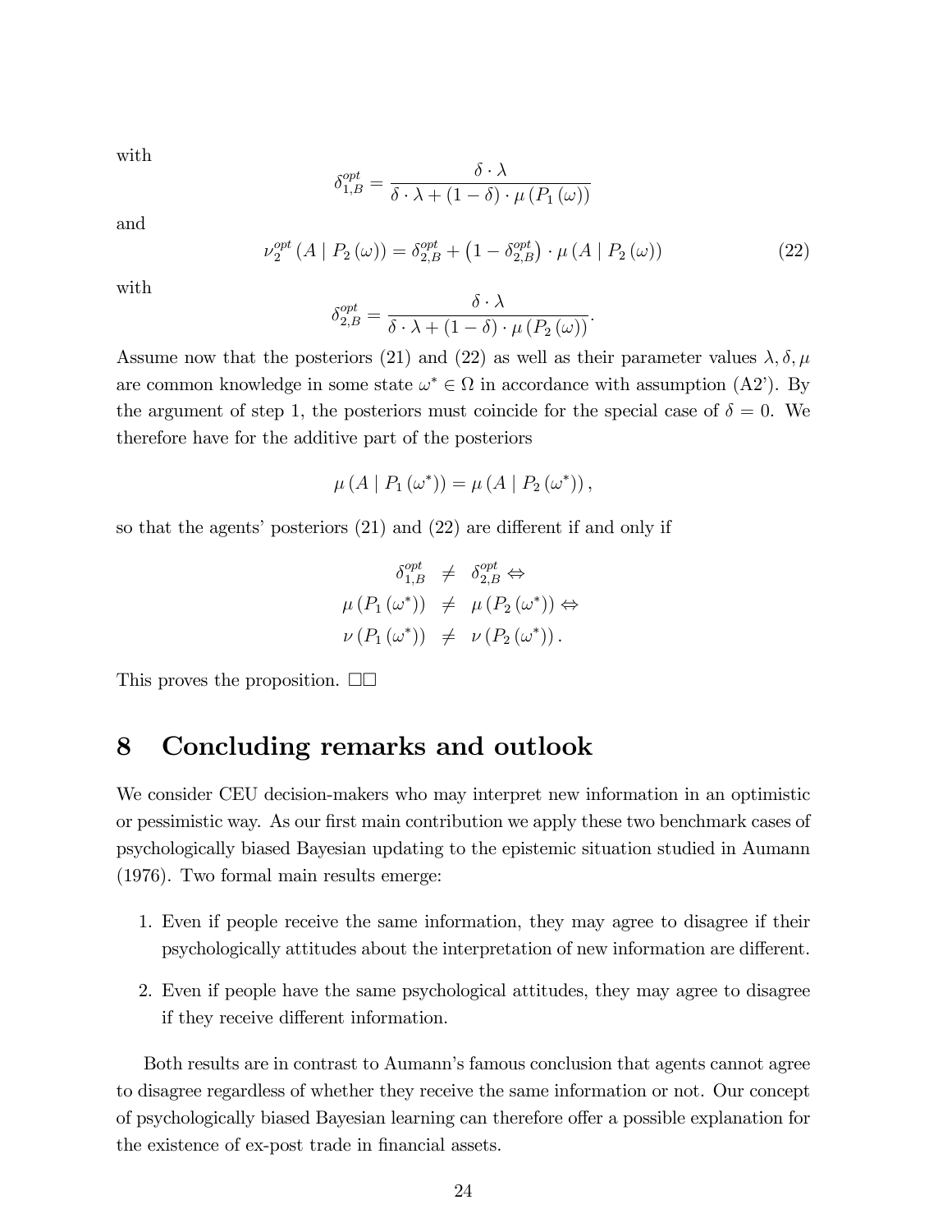with

$$\delta_{1,B}^{opt} = \frac{\delta \cdot \lambda}{\delta \cdot \lambda + (1-\delta) \cdot \mu(P_1(\omega))}$$

and

$$\nu_2^{opt}(A \mid P_2(\omega)) = \delta_{2,B}^{opt} + \left(1 - \delta_{2,B}^{opt}\right) \cdot \mu(A \mid P_2(\omega)) \tag{22}$$

with

$$\delta_{2,B}^{opt} = \frac{\delta \cdot \lambda}{\delta \cdot \lambda + (1-\delta) \cdot \mu(P_2(\omega))}.$$

Assume now that the posteriors (21) and (22) as well as their parameter values $\lambda, \delta, \mu$ are common knowledge in some state $\omega^* \in \Omega$ in accordance with assumption (A2'). By the argument of step 1, the posteriors must coincide for the special case of $\delta = 0$. We therefore have for the additive part of the posteriors

$$\mu(A \mid P_1(\omega^*)) = \mu(A \mid P_2(\omega^*)),$$

so that the agents' posteriors (21) and (22) are different if and only if

$$\begin{aligned}
\delta_{1,B}^{opt} &\neq \delta_{2,B}^{opt} \Leftrightarrow \\
\mu(P_1(\omega^*)) &\neq \mu(P_2(\omega^*)) \Leftrightarrow \\
\nu(P_1(\omega^*)) &\neq \nu(P_2(\omega^*)).
\end{aligned}$$

This proves the proposition. □□

# 8 Concluding remarks and outlook

We consider CEU decision-makers who may interpret new information in an optimistic or pessimistic way. As our first main contribution we apply these two benchmark cases of psychologically biased Bayesian updating to the epistemic situation studied in Aumann (1976). Two formal main results emerge:

1. Even if people receive the same information, they may agree to disagree if their psychologically attitudes about the interpretation of new information are different.
2. Even if people have the same psychological attitudes, they may agree to disagree if they receive different information.

Both results are in contrast to Aumann's famous conclusion that agents cannot agree to disagree regardless of whether they receive the same information or not. Our concept of psychologically biased Bayesian learning can therefore offer a possible explanation for the existence of ex-post trade in financial assets.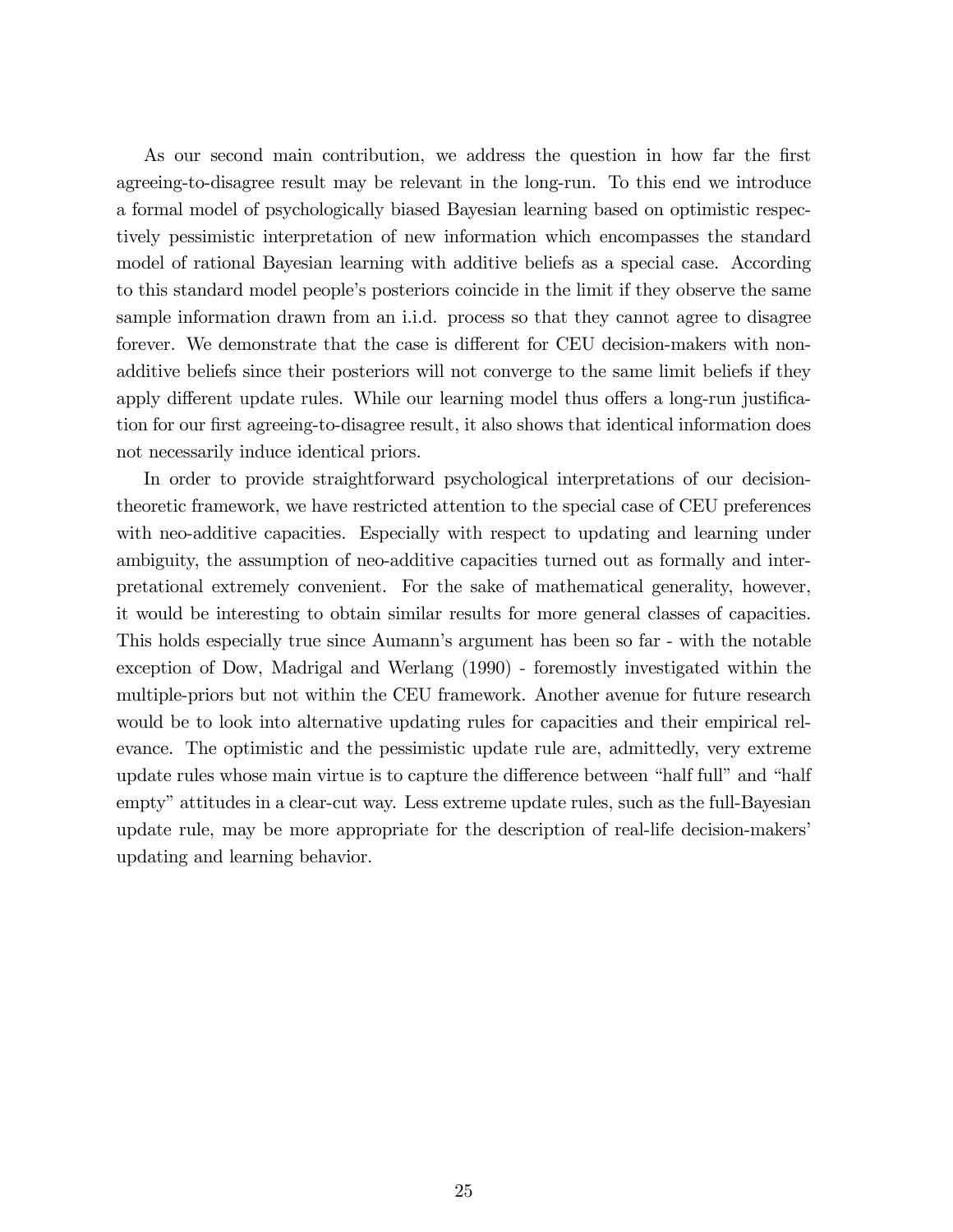As our second main contribution, we address the question in how far the first agreeing-to-disagree result may be relevant in the long-run. To this end we introduce a formal model of psychologically biased Bayesian learning based on optimistic respectively pessimistic interpretation of new information which encompasses the standard model of rational Bayesian learning with additive beliefs as a special case. According to this standard model people's posteriors coincide in the limit if they observe the same sample information drawn from an i.i.d. process so that they cannot agree to disagree forever. We demonstrate that the case is different for CEU decision-makers with non-additive beliefs since their posteriors will not converge to the same limit beliefs if they apply different update rules. While our learning model thus offers a long-run justification for our first agreeing-to-disagree result, it also shows that identical information does not necessarily induce identical priors.

In order to provide straightforward psychological interpretations of our decision-theoretic framework, we have restricted attention to the special case of CEU preferences with neo-additive capacities. Especially with respect to updating and learning under ambiguity, the assumption of neo-additive capacities turned out as formally and interpretational extremely convenient. For the sake of mathematical generality, however, it would be interesting to obtain similar results for more general classes of capacities. This holds especially true since Aumann's argument has been so far - with the notable exception of Dow, Madrigal and Werlang (1990) - foremostly investigated within the multiple-priors but not within the CEU framework. Another avenue for future research would be to look into alternative updating rules for capacities and their empirical relevance. The optimistic and the pessimistic update rule are, admittedly, very extreme update rules whose main virtue is to capture the difference between "half full" and "half empty" attitudes in a clear-cut way. Less extreme update rules, such as the full-Bayesian update rule, may be more appropriate for the description of real-life decision-makers' updating and learning behavior.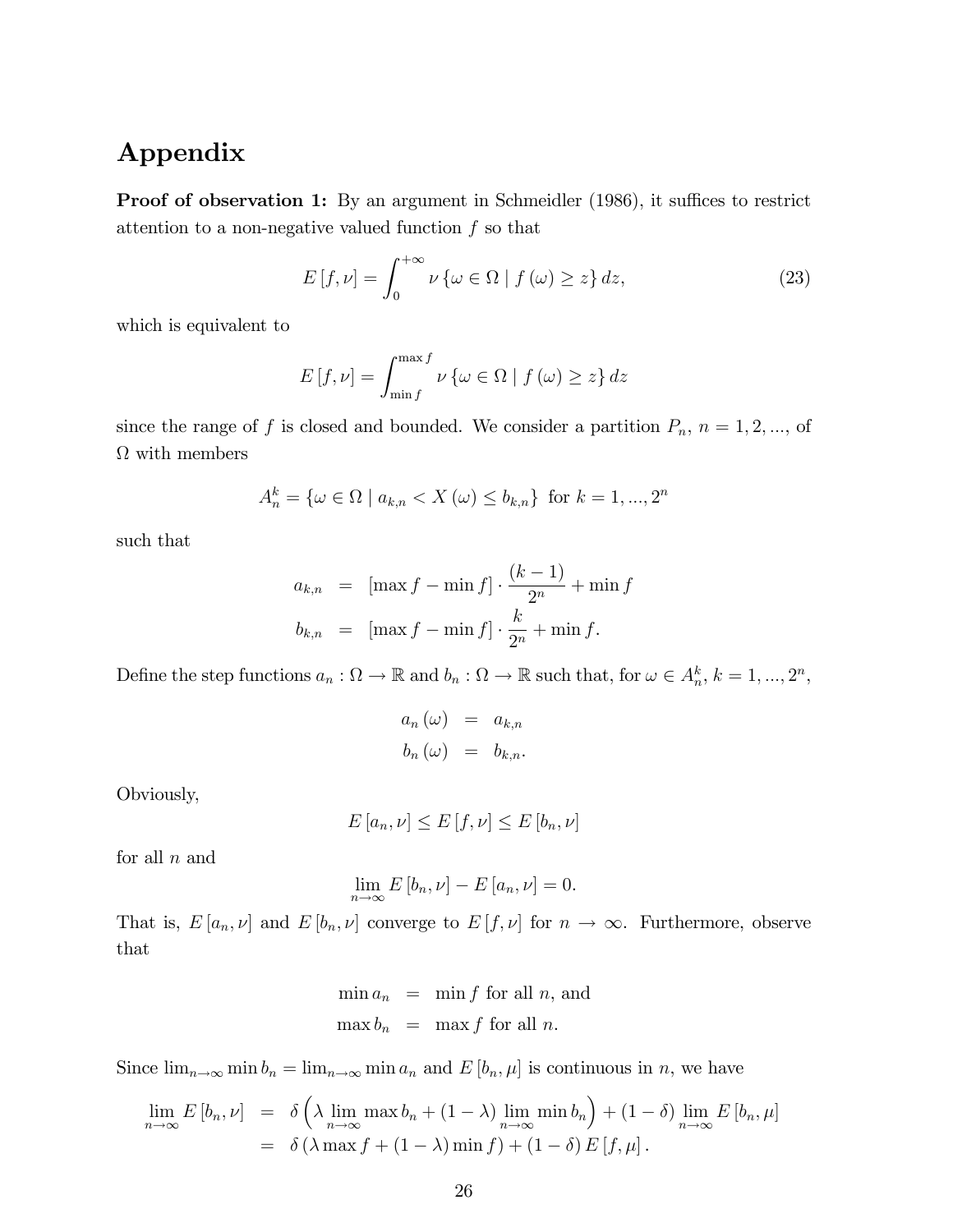# Appendix

**Proof of observation 1:** By an argument in Schmeidler (1986), it suffices to restrict attention to a non-negative valued function $f$ so that

$$E[f,\nu] = \int_0^{+\infty} \nu\{\omega \in \Omega \mid f(\omega) \geq z\} \, dz, \tag{23}$$

which is equivalent to

$$E[f,\nu] = \int_{\min f}^{\max f} \nu\{\omega \in \Omega \mid f(\omega) \geq z\} \, dz$$

since the range of $f$ is closed and bounded. We consider a partition $P_n$, $n = 1, 2, ...$, of $\Omega$ with members

$$A_n^k = \{\omega \in \Omega \mid a_{k,n} < X(\omega) \leq b_{k,n}\} \text{ for } k = 1, ..., 2^n$$

such that

$$\begin{aligned} a_{k,n} &= [\max f - \min f] \cdot \frac{(k-1)}{2^n} + \min f \\ b_{k,n} &= [\max f - \min f] \cdot \frac{k}{2^n} + \min f. \end{aligned}$$

Define the step functions $a_n : \Omega \to \mathbb{R}$ and $b_n : \Omega \to \mathbb{R}$ such that, for $\omega \in A_n^k$, $k = 1, ..., 2^n$,

$$\begin{aligned} a_n(\omega) &= a_{k,n} \\ b_n(\omega) &= b_{k,n}. \end{aligned}$$

Obviously,

$$E[a_n, \nu] \leq E[f, \nu] \leq E[b_n, \nu]$$

for all $n$ and

$$\lim_{n \to \infty} E[b_n, \nu] - E[a_n, \nu] = 0.$$

That is, $E[a_n, \nu]$ and $E[b_n, \nu]$ converge to $E[f, \nu]$ for $n \to \infty$. Furthermore, observe that

$$\begin{aligned} \min a_n &= \min f \text{ for all } n, \text{ and} \\ \max b_n &= \max f \text{ for all } n. \end{aligned}$$

Since $\lim_{n \to \infty} \min b_n = \lim_{n \to \infty} \min a_n$ and $E[b_n, \mu]$ is continuous in $n$, we have

$$\begin{aligned} \lim_{n \to \infty} E[b_n, \nu] &= \delta\left(\lambda \lim_{n \to \infty} \max b_n + (1-\lambda) \lim_{n \to \infty} \min b_n\right) + (1-\delta) \lim_{n \to \infty} E[b_n, \mu] \\ &= \delta(\lambda \max f + (1-\lambda) \min f) + (1-\delta) E[f, \mu]. \end{aligned}$$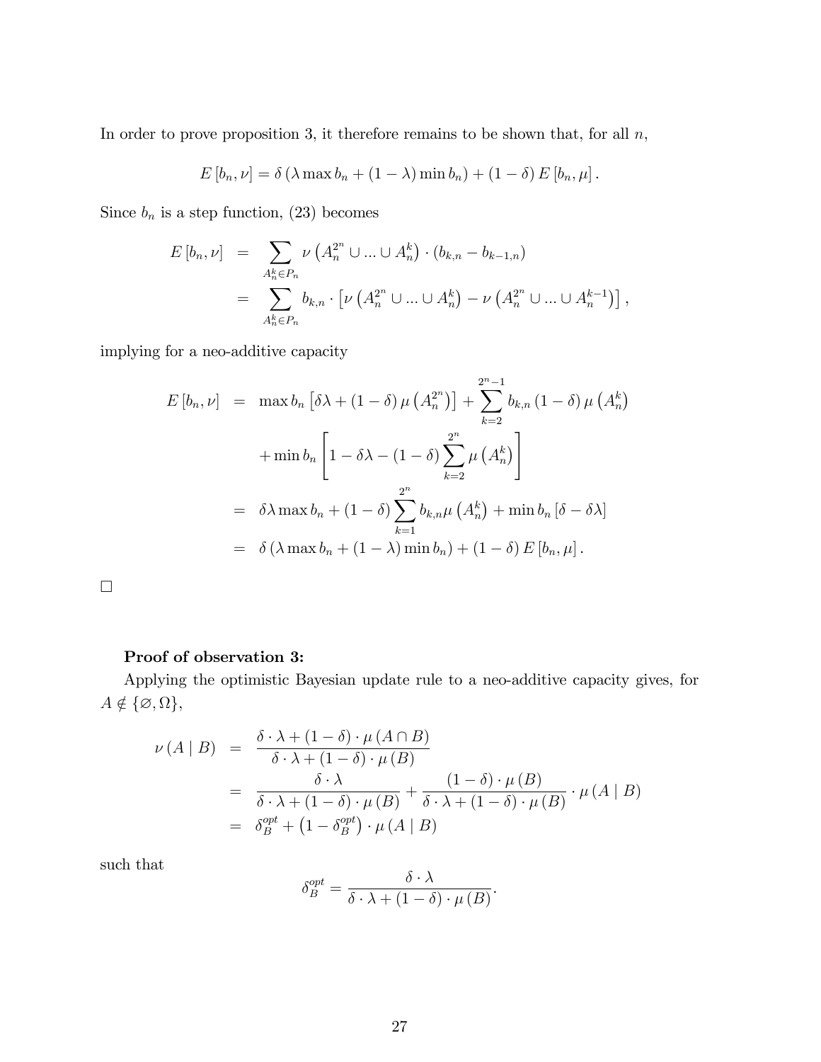In order to prove proposition 3, it therefore remains to be shown that, for all $n$,

$$E[b_n, \nu] = \delta(\lambda \max b_n + (1-\lambda)\min b_n) + (1-\delta) E[b_n, \mu].$$

Since $b_n$ is a step function, (23) becomes

$$\begin{aligned}
E[b_n, \nu] &= \sum_{A_n^k \in P_n} \nu\left(A_n^{2^n} \cup ... \cup A_n^k\right) \cdot (b_{k,n} - b_{k-1,n}) \\
&= \sum_{A_n^k \in P_n} b_{k,n} \cdot \left[\nu\left(A_n^{2^n} \cup ... \cup A_n^k\right) - \nu\left(A_n^{2^n} \cup ... \cup A_n^{k-1}\right)\right],
\end{aligned}$$

implying for a neo-additive capacity

$$\begin{aligned}
E[b_n, \nu] &= \max b_n \left[\delta\lambda + (1-\delta)\mu\left(A_n^{2^n}\right)\right] + \sum_{k=2}^{2^n-1} b_{k,n}(1-\delta)\mu\left(A_n^k\right) \\
&\quad + \min b_n \left[1 - \delta\lambda - (1-\delta)\sum_{k=2}^{2^n} \mu\left(A_n^k\right)\right] \\
&= \delta\lambda \max b_n + (1-\delta)\sum_{k=1}^{2^n} b_{k,n}\mu\left(A_n^k\right) + \min b_n [\delta - \delta\lambda] \\
&= \delta(\lambda \max b_n + (1-\lambda)\min b_n) + (1-\delta)E[b_n, \mu].
\end{aligned}$$

□

**Proof of observation 3:**

Applying the optimistic Bayesian update rule to a neo-additive capacity gives, for $A \notin \{\varnothing, \Omega\}$,

$$\begin{aligned}
\nu(A \mid B) &= \frac{\delta \cdot \lambda + (1-\delta) \cdot \mu(A \cap B)}{\delta \cdot \lambda + (1-\delta) \cdot \mu(B)} \\
&= \frac{\delta \cdot \lambda}{\delta \cdot \lambda + (1-\delta) \cdot \mu(B)} + \frac{(1-\delta) \cdot \mu(B)}{\delta \cdot \lambda + (1-\delta) \cdot \mu(B)} \cdot \mu(A \mid B) \\
&= \delta_B^{opt} + \left(1 - \delta_B^{opt}\right) \cdot \mu(A \mid B)
\end{aligned}$$

such that

$$\delta_B^{opt} = \frac{\delta \cdot \lambda}{\delta \cdot \lambda + (1-\delta) \cdot \mu(B)}.$$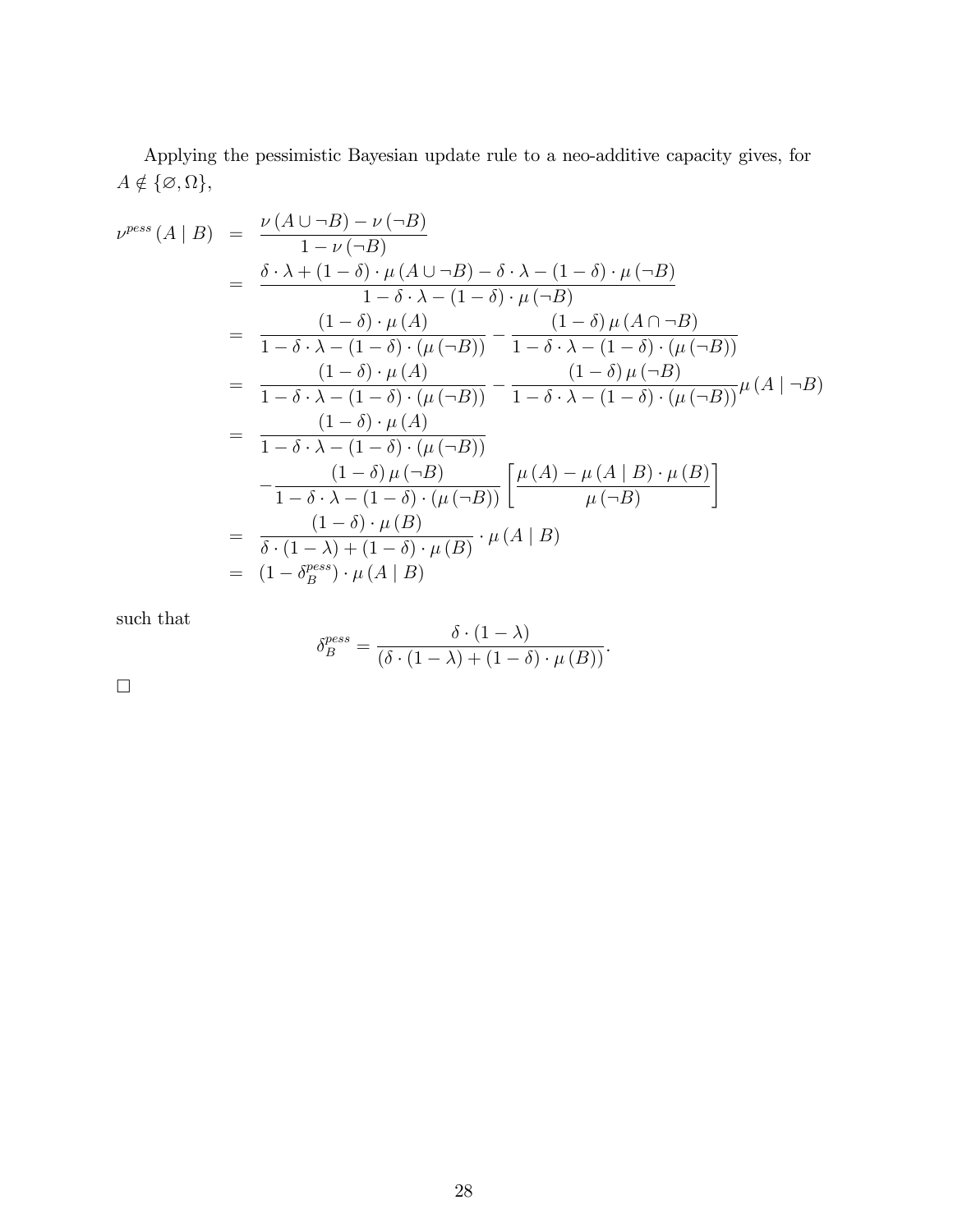Applying the pessimistic Bayesian update rule to a neo-additive capacity gives, for $A \notin \{\varnothing, \Omega\}$,

$$
\begin{aligned}
\nu^{pess}(A \mid B) &= \frac{\nu(A \cup \neg B) - \nu(\neg B)}{1 - \nu(\neg B)} \\
&= \frac{\delta \cdot \lambda + (1-\delta) \cdot \mu(A \cup \neg B) - \delta \cdot \lambda - (1-\delta) \cdot \mu(\neg B)}{1 - \delta \cdot \lambda - (1-\delta) \cdot \mu(\neg B)} \\
&= \frac{(1-\delta) \cdot \mu(A)}{1 - \delta \cdot \lambda - (1-\delta) \cdot (\mu(\neg B))} - \frac{(1-\delta)\, \mu(A \cap \neg B)}{1 - \delta \cdot \lambda - (1-\delta) \cdot (\mu(\neg B))} \\
&= \frac{(1-\delta) \cdot \mu(A)}{1 - \delta \cdot \lambda - (1-\delta) \cdot (\mu(\neg B))} - \frac{(1-\delta)\, \mu(\neg B)}{1 - \delta \cdot \lambda - (1-\delta) \cdot (\mu(\neg B))} \mu(A \mid \neg B) \\
&= \frac{(1-\delta) \cdot \mu(A)}{1 - \delta \cdot \lambda - (1-\delta) \cdot (\mu(\neg B))} \\
&\quad - \frac{(1-\delta)\, \mu(\neg B)}{1 - \delta \cdot \lambda - (1-\delta) \cdot (\mu(\neg B))} \left[ \frac{\mu(A) - \mu(A \mid B) \cdot \mu(B)}{\mu(\neg B)} \right] \\
&= \frac{(1-\delta) \cdot \mu(B)}{\delta \cdot (1-\lambda) + (1-\delta) \cdot \mu(B)} \cdot \mu(A \mid B) \\
&= \left(1 - \delta_B^{pess}\right) \cdot \mu(A \mid B)
\end{aligned}
$$

such that

$$
\delta_B^{pess} = \frac{\delta \cdot (1-\lambda)}{(\delta \cdot (1-\lambda) + (1-\delta) \cdot \mu(B))}.
$$

□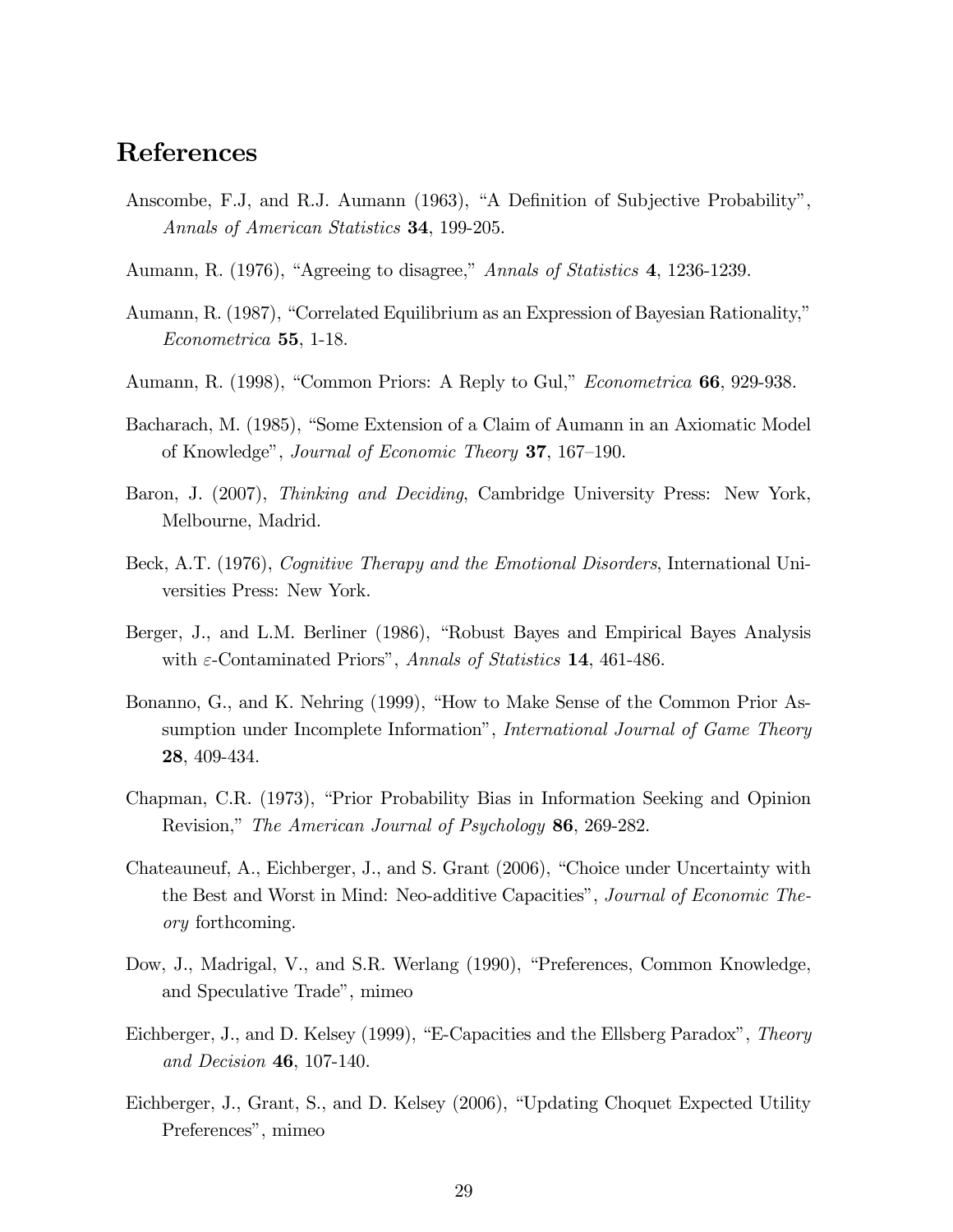# References

Anscombe, F.J, and R.J. Aumann (1963), "A Definition of Subjective Probability", *Annals of American Statistics* **34**, 199-205.

Aumann, R. (1976), "Agreeing to disagree," *Annals of Statistics* **4**, 1236-1239.

Aumann, R. (1987), "Correlated Equilibrium as an Expression of Bayesian Rationality," *Econometrica* **55**, 1-18.

Aumann, R. (1998), "Common Priors: A Reply to Gul," *Econometrica* **66**, 929-938.

Bacharach, M. (1985), "Some Extension of a Claim of Aumann in an Axiomatic Model of Knowledge", *Journal of Economic Theory* **37**, 167–190.

Baron, J. (2007), *Thinking and Deciding*, Cambridge University Press: New York, Melbourne, Madrid.

Beck, A.T. (1976), *Cognitive Therapy and the Emotional Disorders*, International Universities Press: New York.

Berger, J., and L.M. Berliner (1986), "Robust Bayes and Empirical Bayes Analysis with $\varepsilon$-Contaminated Priors", *Annals of Statistics* **14**, 461-486.

Bonanno, G., and K. Nehring (1999), "How to Make Sense of the Common Prior Assumption under Incomplete Information", *International Journal of Game Theory* **28**, 409-434.

Chapman, C.R. (1973), "Prior Probability Bias in Information Seeking and Opinion Revision," *The American Journal of Psychology* **86**, 269-282.

Chateauneuf, A., Eichberger, J., and S. Grant (2006), "Choice under Uncertainty with the Best and Worst in Mind: Neo-additive Capacities", *Journal of Economic Theory* forthcoming.

Dow, J., Madrigal, V., and S.R. Werlang (1990), "Preferences, Common Knowledge, and Speculative Trade", mimeo

Eichberger, J., and D. Kelsey (1999), "E-Capacities and the Ellsberg Paradox", *Theory and Decision* **46**, 107-140.

Eichberger, J., Grant, S., and D. Kelsey (2006), "Updating Choquet Expected Utility Preferences", mimeo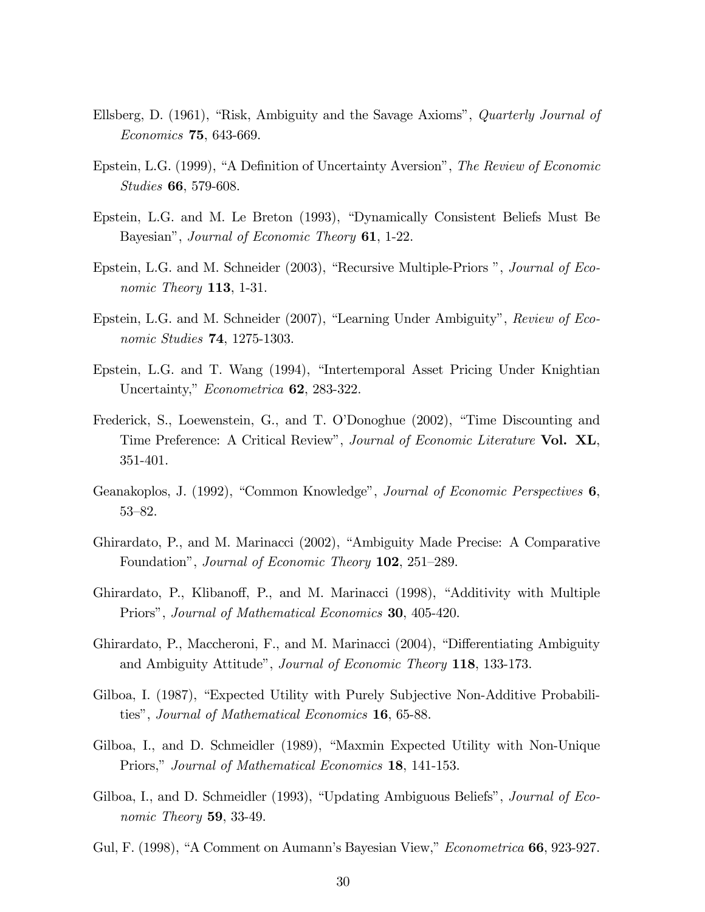Ellsberg, D. (1961), "Risk, Ambiguity and the Savage Axioms", *Quarterly Journal of Economics* **75**, 643-669.

Epstein, L.G. (1999), "A Definition of Uncertainty Aversion", *The Review of Economic Studies* **66**, 579-608.

Epstein, L.G. and M. Le Breton (1993), "Dynamically Consistent Beliefs Must Be Bayesian", *Journal of Economic Theory* **61**, 1-22.

Epstein, L.G. and M. Schneider (2003), "Recursive Multiple-Priors ", *Journal of Economic Theory* **113**, 1-31.

Epstein, L.G. and M. Schneider (2007), "Learning Under Ambiguity", *Review of Economic Studies* **74**, 1275-1303.

Epstein, L.G. and T. Wang (1994), "Intertemporal Asset Pricing Under Knightian Uncertainty," *Econometrica* **62**, 283-322.

Frederick, S., Loewenstein, G., and T. O'Donoghue (2002), "Time Discounting and Time Preference: A Critical Review", *Journal of Economic Literature* **Vol. XL**, 351-401.

Geanakoplos, J. (1992), "Common Knowledge", *Journal of Economic Perspectives* **6**, 53–82.

Ghirardato, P., and M. Marinacci (2002), "Ambiguity Made Precise: A Comparative Foundation", *Journal of Economic Theory* **102**, 251–289.

Ghirardato, P., Klibanoff, P., and M. Marinacci (1998), "Additivity with Multiple Priors", *Journal of Mathematical Economics* **30**, 405-420.

Ghirardato, P., Maccheroni, F., and M. Marinacci (2004), "Differentiating Ambiguity and Ambiguity Attitude", *Journal of Economic Theory* **118**, 133-173.

Gilboa, I. (1987), "Expected Utility with Purely Subjective Non-Additive Probabilities", *Journal of Mathematical Economics* **16**, 65-88.

Gilboa, I., and D. Schmeidler (1989), "Maxmin Expected Utility with Non-Unique Priors," *Journal of Mathematical Economics* **18**, 141-153.

Gilboa, I., and D. Schmeidler (1993), "Updating Ambiguous Beliefs", *Journal of Economic Theory* **59**, 33-49.

Gul, F. (1998), "A Comment on Aumann's Bayesian View," *Econometrica* **66**, 923-927.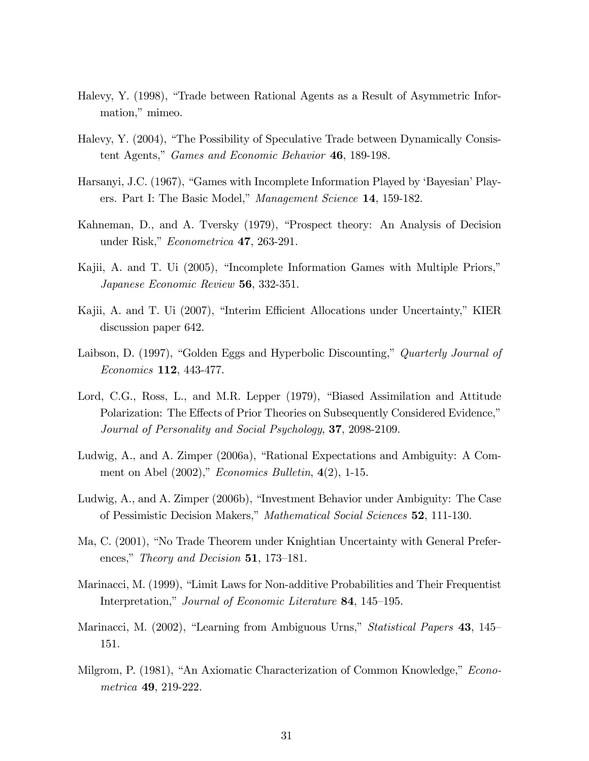Halevy, Y. (1998), "Trade between Rational Agents as a Result of Asymmetric Information," mimeo.

Halevy, Y. (2004), "The Possibility of Speculative Trade between Dynamically Consistent Agents," *Games and Economic Behavior* **46**, 189-198.

Harsanyi, J.C. (1967), "Games with Incomplete Information Played by 'Bayesian' Players. Part I: The Basic Model," *Management Science* **14**, 159-182.

Kahneman, D., and A. Tversky (1979), "Prospect theory: An Analysis of Decision under Risk," *Econometrica* **47**, 263-291.

Kajii, A. and T. Ui (2005), "Incomplete Information Games with Multiple Priors," *Japanese Economic Review* **56**, 332-351.

Kajii, A. and T. Ui (2007), "Interim Efficient Allocations under Uncertainty," KIER discussion paper 642.

Laibson, D. (1997), "Golden Eggs and Hyperbolic Discounting," *Quarterly Journal of Economics* **112**, 443-477.

Lord, C.G., Ross, L., and M.R. Lepper (1979), "Biased Assimilation and Attitude Polarization: The Effects of Prior Theories on Subsequently Considered Evidence," *Journal of Personality and Social Psychology*, **37**, 2098-2109.

Ludwig, A., and A. Zimper (2006a), "Rational Expectations and Ambiguity: A Comment on Abel (2002)," *Economics Bulletin*, **4**(2), 1-15.

Ludwig, A., and A. Zimper (2006b), "Investment Behavior under Ambiguity: The Case of Pessimistic Decision Makers," *Mathematical Social Sciences* **52**, 111-130.

Ma, C. (2001), "No Trade Theorem under Knightian Uncertainty with General Preferences," *Theory and Decision* **51**, 173–181.

Marinacci, M. (1999), "Limit Laws for Non-additive Probabilities and Their Frequentist Interpretation," *Journal of Economic Literature* **84**, 145–195.

Marinacci, M. (2002), "Learning from Ambiguous Urns," *Statistical Papers* **43**, 145–151.

Milgrom, P. (1981), "An Axiomatic Characterization of Common Knowledge," *Econometrica* **49**, 219-222.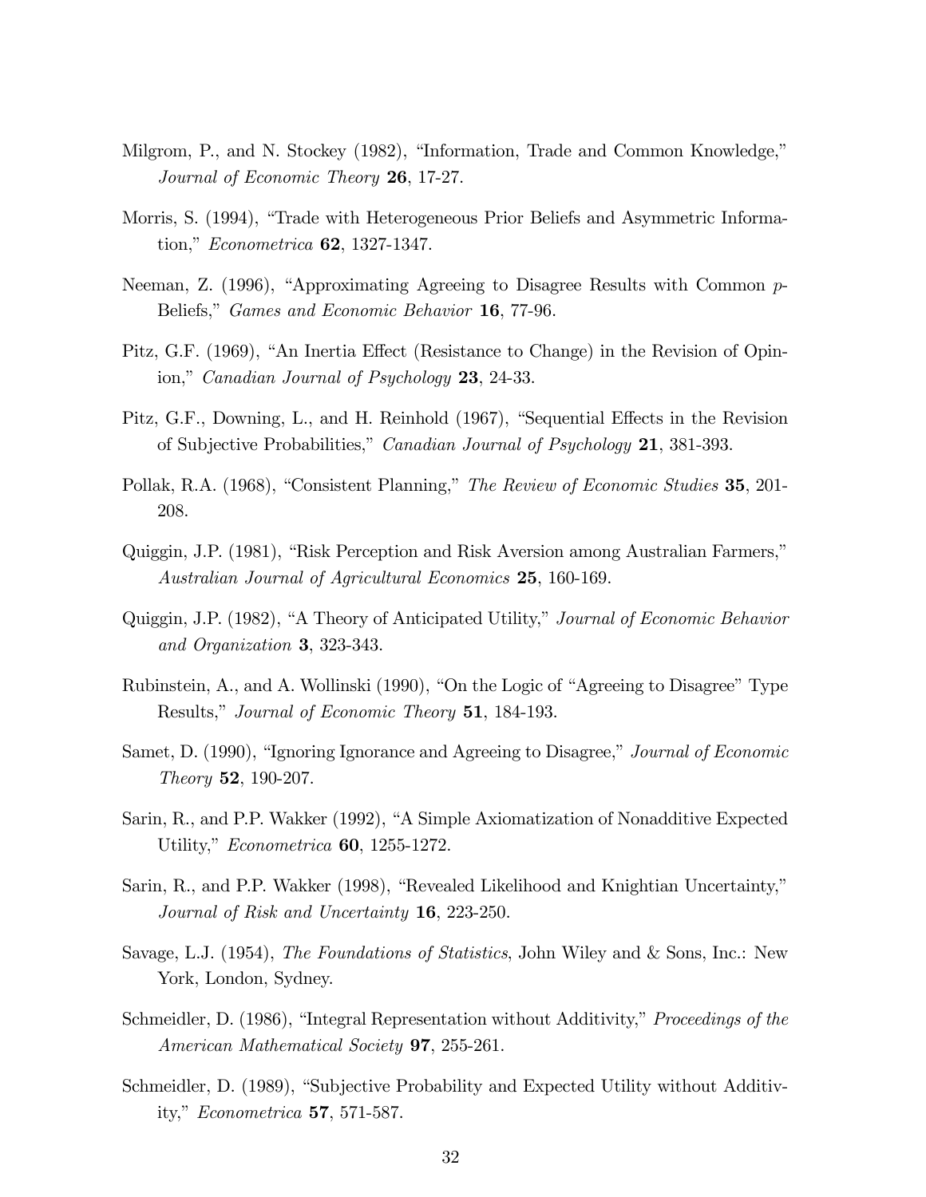Milgrom, P., and N. Stockey (1982), "Information, Trade and Common Knowledge," *Journal of Economic Theory* **26**, 17-27.

Morris, S. (1994), "Trade with Heterogeneous Prior Beliefs and Asymmetric Information," *Econometrica* **62**, 1327-1347.

Neeman, Z. (1996), "Approximating Agreeing to Disagree Results with Common $p$-Beliefs," *Games and Economic Behavior* **16**, 77-96.

Pitz, G.F. (1969), "An Inertia Effect (Resistance to Change) in the Revision of Opinion," *Canadian Journal of Psychology* **23**, 24-33.

Pitz, G.F., Downing, L., and H. Reinhold (1967), "Sequential Effects in the Revision of Subjective Probabilities," *Canadian Journal of Psychology* **21**, 381-393.

Pollak, R.A. (1968), "Consistent Planning," *The Review of Economic Studies* **35**, 201-208.

Quiggin, J.P. (1981), "Risk Perception and Risk Aversion among Australian Farmers," *Australian Journal of Agricultural Economics* **25**, 160-169.

Quiggin, J.P. (1982), "A Theory of Anticipated Utility," *Journal of Economic Behavior and Organization* **3**, 323-343.

Rubinstein, A., and A. Wollinski (1990), "On the Logic of "Agreeing to Disagree" Type Results," *Journal of Economic Theory* **51**, 184-193.

Samet, D. (1990), "Ignoring Ignorance and Agreeing to Disagree," *Journal of Economic Theory* **52**, 190-207.

Sarin, R., and P.P. Wakker (1992), "A Simple Axiomatization of Nonadditive Expected Utility," *Econometrica* **60**, 1255-1272.

Sarin, R., and P.P. Wakker (1998), "Revealed Likelihood and Knightian Uncertainty," *Journal of Risk and Uncertainty* **16**, 223-250.

Savage, L.J. (1954), *The Foundations of Statistics*, John Wiley and & Sons, Inc.: New York, London, Sydney.

Schmeidler, D. (1986), "Integral Representation without Additivity," *Proceedings of the American Mathematical Society* **97**, 255-261.

Schmeidler, D. (1989), "Subjective Probability and Expected Utility without Additivity," *Econometrica* **57**, 571-587.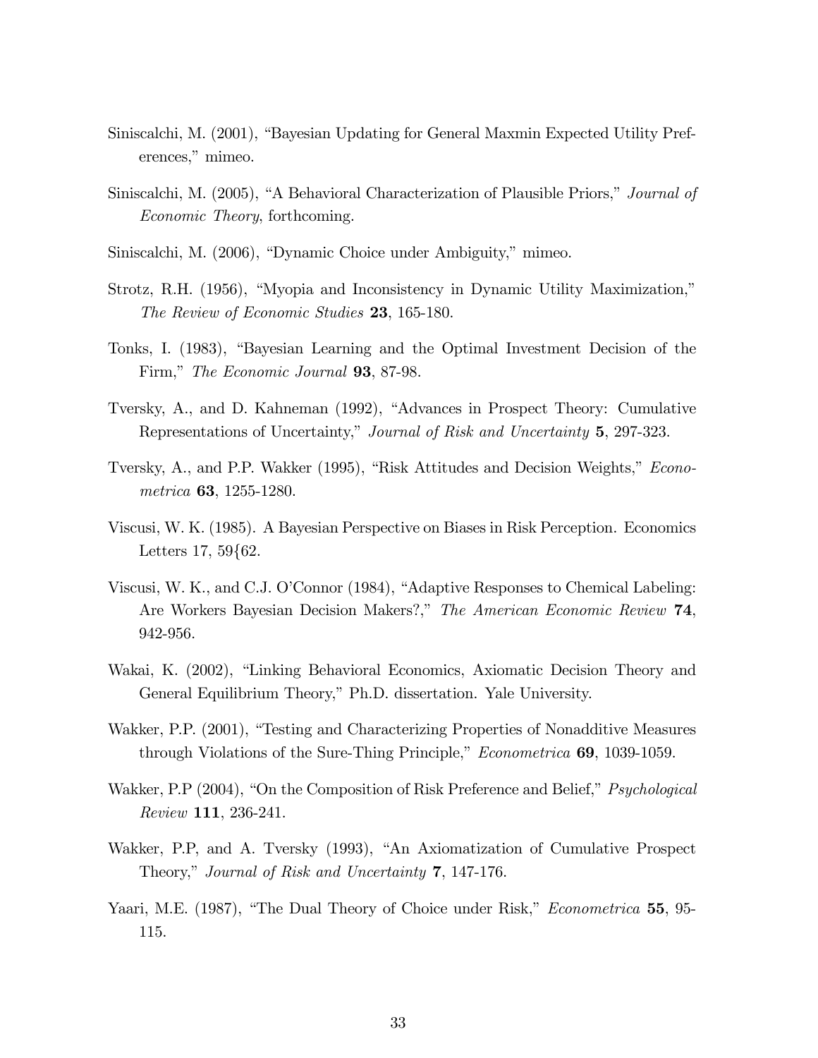Siniscalchi, M. (2001), "Bayesian Updating for General Maxmin Expected Utility Preferences," mimeo.

Siniscalchi, M. (2005), "A Behavioral Characterization of Plausible Priors," *Journal of Economic Theory*, forthcoming.

Siniscalchi, M. (2006), "Dynamic Choice under Ambiguity," mimeo.

Strotz, R.H. (1956), "Myopia and Inconsistency in Dynamic Utility Maximization," *The Review of Economic Studies* **23**, 165-180.

Tonks, I. (1983), "Bayesian Learning and the Optimal Investment Decision of the Firm," *The Economic Journal* **93**, 87-98.

Tversky, A., and D. Kahneman (1992), "Advances in Prospect Theory: Cumulative Representations of Uncertainty," *Journal of Risk and Uncertainty* **5**, 297-323.

Tversky, A., and P.P. Wakker (1995), "Risk Attitudes and Decision Weights," *Econometrica* **63**, 1255-1280.

Viscusi, W. K. (1985). A Bayesian Perspective on Biases in Risk Perception. Economics Letters 17, 59{62.

Viscusi, W. K., and C.J. O'Connor (1984), "Adaptive Responses to Chemical Labeling: Are Workers Bayesian Decision Makers?," *The American Economic Review* **74**, 942-956.

Wakai, K. (2002), "Linking Behavioral Economics, Axiomatic Decision Theory and General Equilibrium Theory," Ph.D. dissertation. Yale University.

Wakker, P.P. (2001), "Testing and Characterizing Properties of Nonadditive Measures through Violations of the Sure-Thing Principle," *Econometrica* **69**, 1039-1059.

Wakker, P.P (2004), "On the Composition of Risk Preference and Belief," *Psychological Review* **111**, 236-241.

Wakker, P.P, and A. Tversky (1993), "An Axiomatization of Cumulative Prospect Theory," *Journal of Risk and Uncertainty* **7**, 147-176.

Yaari, M.E. (1987), "The Dual Theory of Choice under Risk," *Econometrica* **55**, 95-115.